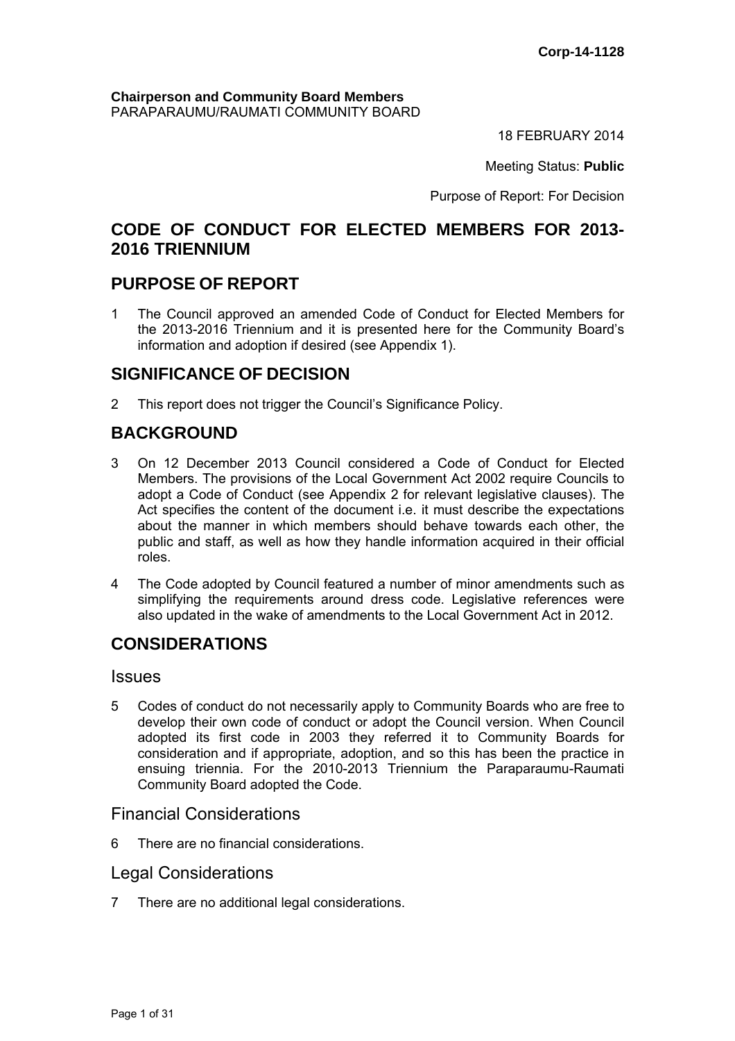**Corp-14-1128**

**Chairperson and Community Board Members**
PARAPARAUMU/RAUMATI COMMUNITY BOARD

18 FEBRUARY 2014

Meeting Status: **Public**

Purpose of Report: For Decision

# CODE OF CONDUCT FOR ELECTED MEMBERS FOR 2013-2016 TRIENNIUM

## PURPOSE OF REPORT

1 The Council approved an amended Code of Conduct for Elected Members for the 2013-2016 Triennium and it is presented here for the Community Board's information and adoption if desired (see Appendix 1).

## SIGNIFICANCE OF DECISION

2 This report does not trigger the Council's Significance Policy.

## BACKGROUND

3 On 12 December 2013 Council considered a Code of Conduct for Elected Members. The provisions of the Local Government Act 2002 require Councils to adopt a Code of Conduct (see Appendix 2 for relevant legislative clauses). The Act specifies the content of the document i.e. it must describe the expectations about the manner in which members should behave towards each other, the public and staff, as well as how they handle information acquired in their official roles.

4 The Code adopted by Council featured a number of minor amendments such as simplifying the requirements around dress code. Legislative references were also updated in the wake of amendments to the Local Government Act in 2012.

## CONSIDERATIONS

### Issues

5 Codes of conduct do not necessarily apply to Community Boards who are free to develop their own code of conduct or adopt the Council version. When Council adopted its first code in 2003 they referred it to Community Boards for consideration and if appropriate, adoption, and so this has been the practice in ensuing triennia. For the 2010-2013 Triennium the Paraparaumu-Raumati Community Board adopted the Code.

### Financial Considerations

6 There are no financial considerations.

### Legal Considerations

7 There are no additional legal considerations.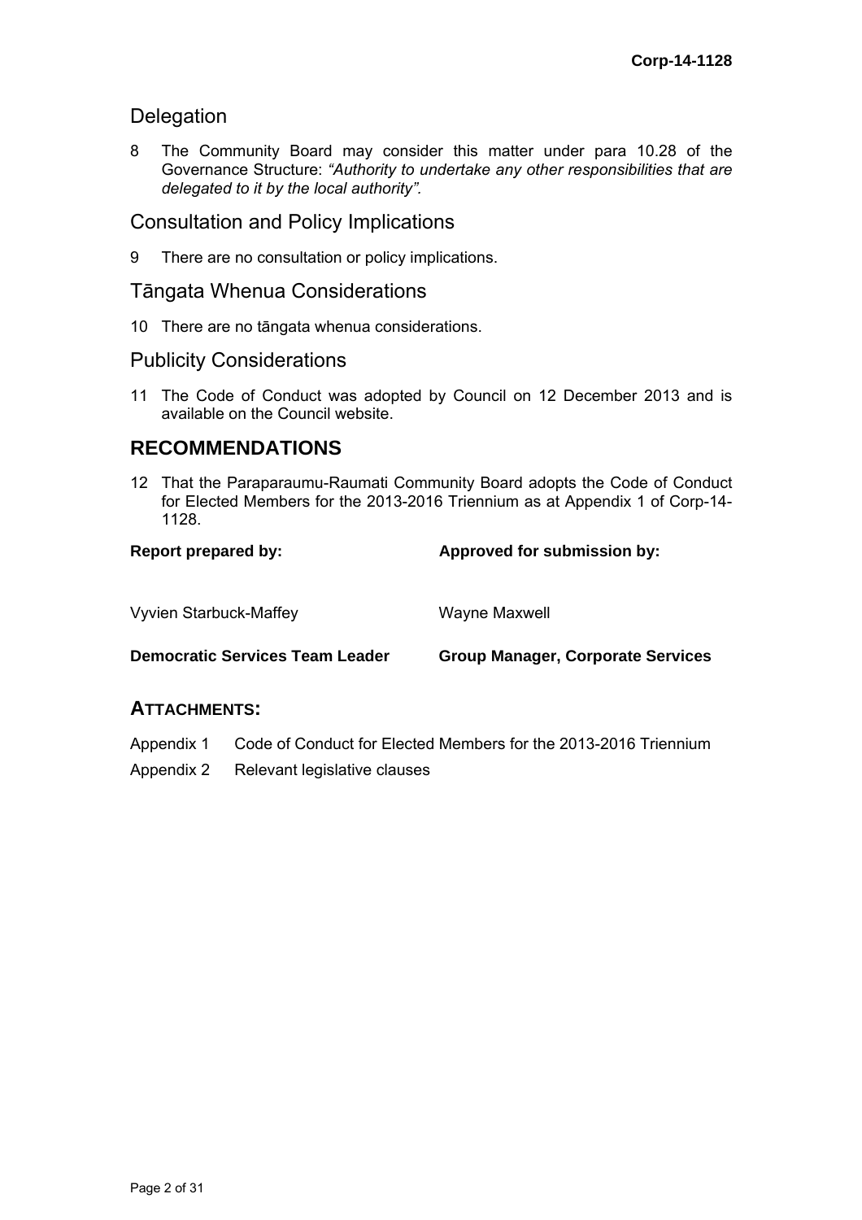## Delegation

8 The Community Board may consider this matter under para 10.28 of the Governance Structure: *"Authority to undertake any other responsibilities that are delegated to it by the local authority".*

## Consultation and Policy Implications

9 There are no consultation or policy implications.

## Tāngata Whenua Considerations

10 There are no tāngata whenua considerations.

## Publicity Considerations

11 The Code of Conduct was adopted by Council on 12 December 2013 and is available on the Council website.

# RECOMMENDATIONS

12 That the Paraparaumu-Raumati Community Board adopts the Code of Conduct for Elected Members for the 2013-2016 Triennium as at Appendix 1 of Corp-14-1128.

| **Report prepared by:** | **Approved for submission by:** |
|---|---|
| Vyvien Starbuck-Maffey | Wayne Maxwell |
| **Democratic Services Team Leader** | **Group Manager, Corporate Services** |

## ATTACHMENTS:

Appendix 1 Code of Conduct for Elected Members for the 2013-2016 Triennium

Appendix 2 Relevant legislative clauses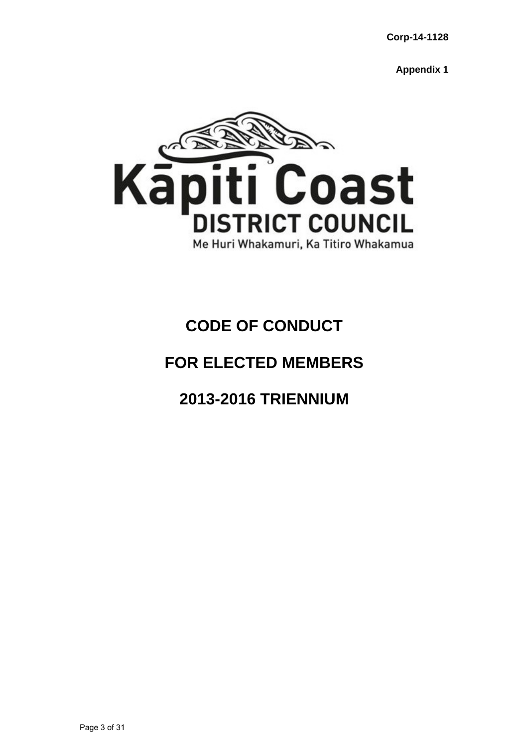Corp-14-1128

**Appendix 1**

Kāpiti Coast
DISTRICT COUNCIL
Me Huri Whakamuri, Ka Titiro Whakamua

# CODE OF CONDUCT

# FOR ELECTED MEMBERS

# 2013-2016 TRIENNIUM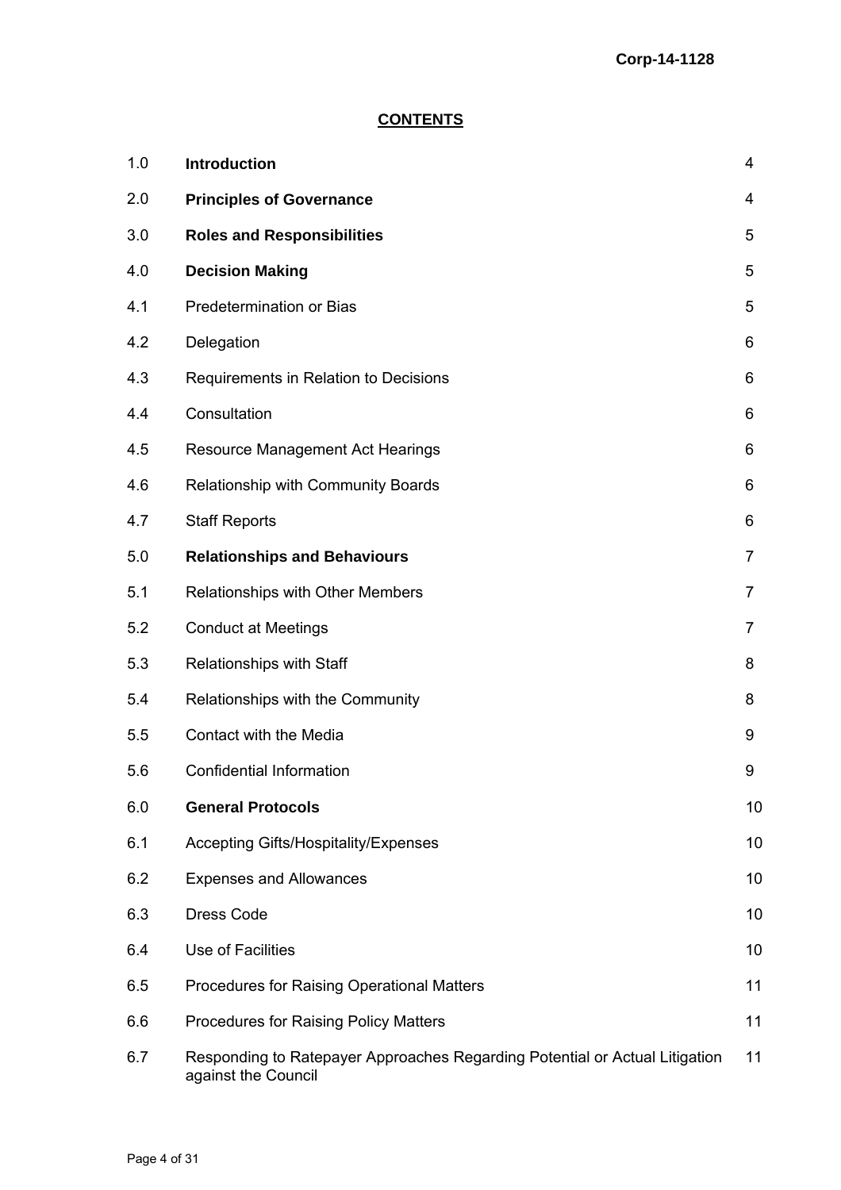Corp-14-1128

## CONTENTS

| | | |
|---|---|---|
| 1.0 | **Introduction** | 4 |
| 2.0 | **Principles of Governance** | 4 |
| 3.0 | **Roles and Responsibilities** | 5 |
| 4.0 | **Decision Making** | 5 |
| 4.1 | Predetermination or Bias | 5 |
| 4.2 | Delegation | 6 |
| 4.3 | Requirements in Relation to Decisions | 6 |
| 4.4 | Consultation | 6 |
| 4.5 | Resource Management Act Hearings | 6 |
| 4.6 | Relationship with Community Boards | 6 |
| 4.7 | Staff Reports | 6 |
| 5.0 | **Relationships and Behaviours** | 7 |
| 5.1 | Relationships with Other Members | 7 |
| 5.2 | Conduct at Meetings | 7 |
| 5.3 | Relationships with Staff | 8 |
| 5.4 | Relationships with the Community | 8 |
| 5.5 | Contact with the Media | 9 |
| 5.6 | Confidential Information | 9 |
| 6.0 | **General Protocols** | 10 |
| 6.1 | Accepting Gifts/Hospitality/Expenses | 10 |
| 6.2 | Expenses and Allowances | 10 |
| 6.3 | Dress Code | 10 |
| 6.4 | Use of Facilities | 10 |
| 6.5 | Procedures for Raising Operational Matters | 11 |
| 6.6 | Procedures for Raising Policy Matters | 11 |
| 6.7 | Responding to Ratepayer Approaches Regarding Potential or Actual Litigation against the Council | 11 |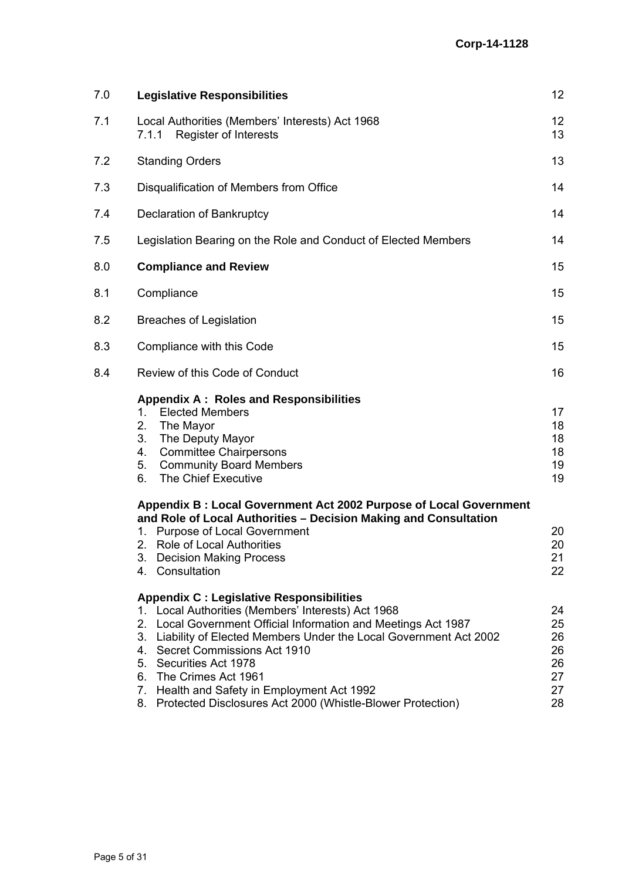| | | |
|---|---|---|
| 7.0 | **Legislative Responsibilities** | 12 |
| 7.1 | Local Authorities (Members' Interests) Act 1968 | 12 |
| | 7.1.1 Register of Interests | 13 |
| 7.2 | Standing Orders | 13 |
| 7.3 | Disqualification of Members from Office | 14 |
| 7.4 | Declaration of Bankruptcy | 14 |
| 7.5 | Legislation Bearing on the Role and Conduct of Elected Members | 14 |
| 8.0 | **Compliance and Review** | 15 |
| 8.1 | Compliance | 15 |
| 8.2 | Breaches of Legislation | 15 |
| 8.3 | Compliance with this Code | 15 |
| 8.4 | Review of this Code of Conduct | 16 |
| | **Appendix A : Roles and Responsibilities** | |
| | 1. Elected Members | 17 |
| | 2. The Mayor | 18 |
| | 3. The Deputy Mayor | 18 |
| | 4. Committee Chairpersons | 18 |
| | 5. Community Board Members | 19 |
| | 6. The Chief Executive | 19 |
| | **Appendix B : Local Government Act 2002 Purpose of Local Government and Role of Local Authorities – Decision Making and Consultation** | |
| | 1. Purpose of Local Government | 20 |
| | 2. Role of Local Authorities | 20 |
| | 3. Decision Making Process | 21 |
| | 4. Consultation | 22 |
| | **Appendix C : Legislative Responsibilities** | |
| | 1. Local Authorities (Members' Interests) Act 1968 | 24 |
| | 2. Local Government Official Information and Meetings Act 1987 | 25 |
| | 3. Liability of Elected Members Under the Local Government Act 2002 | 26 |
| | 4. Secret Commissions Act 1910 | 26 |
| | 5. Securities Act 1978 | 26 |
| | 6. The Crimes Act 1961 | 27 |
| | 7. Health and Safety in Employment Act 1992 | 27 |
| | 8. Protected Disclosures Act 2000 (Whistle-Blower Protection) | 28 |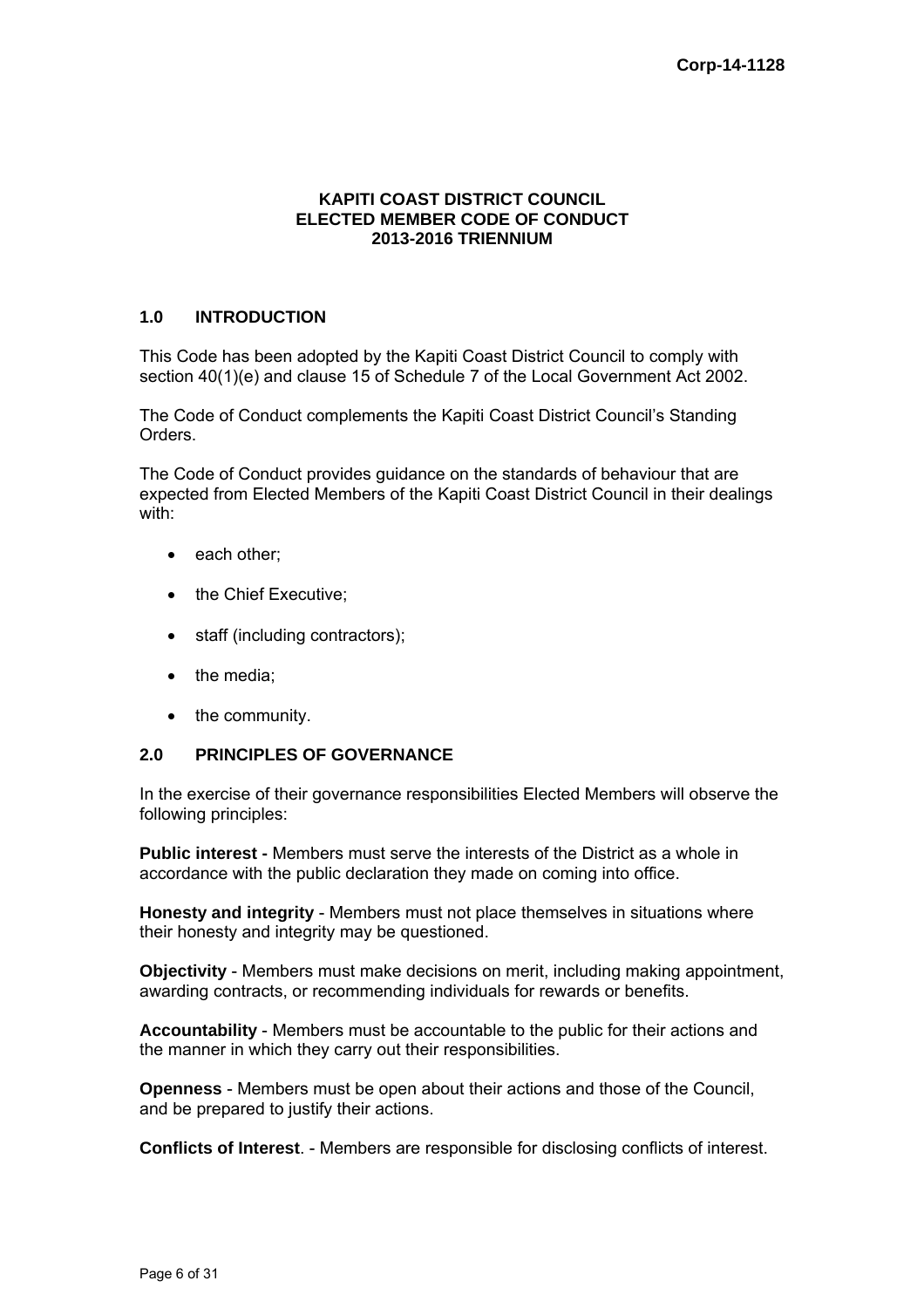Corp-14-1128

# KAPITI COAST DISTRICT COUNCIL ELECTED MEMBER CODE OF CONDUCT 2013-2016 TRIENNIUM

## 1.0 INTRODUCTION

This Code has been adopted by the Kapiti Coast District Council to comply with section 40(1)(e) and clause 15 of Schedule 7 of the Local Government Act 2002.

The Code of Conduct complements the Kapiti Coast District Council's Standing Orders.

The Code of Conduct provides guidance on the standards of behaviour that are expected from Elected Members of the Kapiti Coast District Council in their dealings with:

- each other;
- the Chief Executive;
- staff (including contractors);
- the media;
- the community.

## 2.0 PRINCIPLES OF GOVERNANCE

In the exercise of their governance responsibilities Elected Members will observe the following principles:

**Public interest -** Members must serve the interests of the District as a whole in accordance with the public declaration they made on coming into office.

**Honesty and integrity** - Members must not place themselves in situations where their honesty and integrity may be questioned.

**Objectivity** - Members must make decisions on merit, including making appointment, awarding contracts, or recommending individuals for rewards or benefits.

**Accountability** - Members must be accountable to the public for their actions and the manner in which they carry out their responsibilities.

**Openness** - Members must be open about their actions and those of the Council, and be prepared to justify their actions.

**Conflicts of Interest**. - Members are responsible for disclosing conflicts of interest.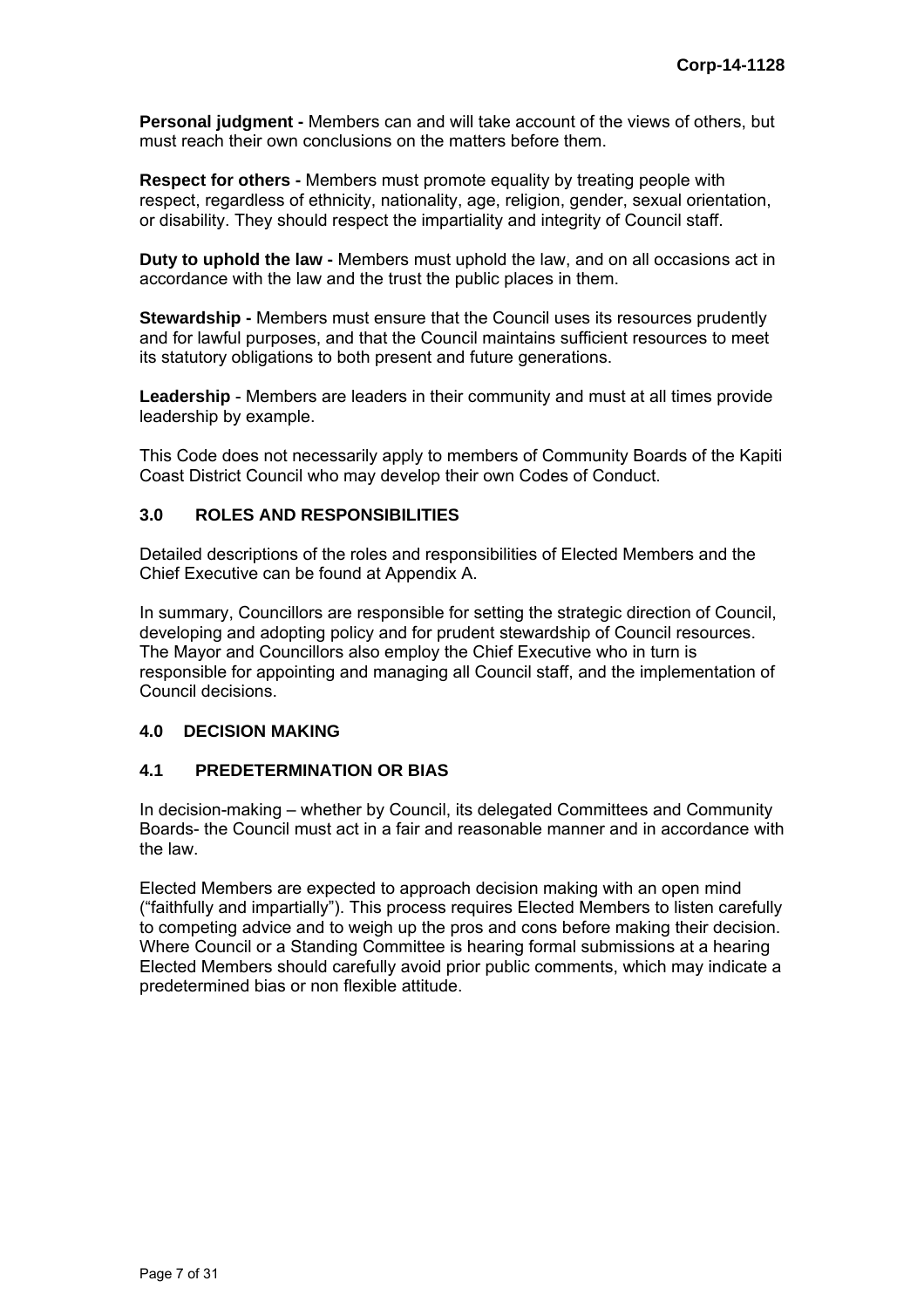**Personal judgment -** Members can and will take account of the views of others, but must reach their own conclusions on the matters before them.

**Respect for others -** Members must promote equality by treating people with respect, regardless of ethnicity, nationality, age, religion, gender, sexual orientation, or disability. They should respect the impartiality and integrity of Council staff.

**Duty to uphold the law -** Members must uphold the law, and on all occasions act in accordance with the law and the trust the public places in them.

**Stewardship -** Members must ensure that the Council uses its resources prudently and for lawful purposes, and that the Council maintains sufficient resources to meet its statutory obligations to both present and future generations.

**Leadership** - Members are leaders in their community and must at all times provide leadership by example.

This Code does not necessarily apply to members of Community Boards of the Kapiti Coast District Council who may develop their own Codes of Conduct.

## 3.0 ROLES AND RESPONSIBILITIES

Detailed descriptions of the roles and responsibilities of Elected Members and the Chief Executive can be found at Appendix A.

In summary, Councillors are responsible for setting the strategic direction of Council, developing and adopting policy and for prudent stewardship of Council resources. The Mayor and Councillors also employ the Chief Executive who in turn is responsible for appointing and managing all Council staff, and the implementation of Council decisions.

## 4.0 DECISION MAKING

### 4.1 PREDETERMINATION OR BIAS

In decision-making – whether by Council, its delegated Committees and Community Boards- the Council must act in a fair and reasonable manner and in accordance with the law.

Elected Members are expected to approach decision making with an open mind ("faithfully and impartially"). This process requires Elected Members to listen carefully to competing advice and to weigh up the pros and cons before making their decision. Where Council or a Standing Committee is hearing formal submissions at a hearing Elected Members should carefully avoid prior public comments, which may indicate a predetermined bias or non flexible attitude.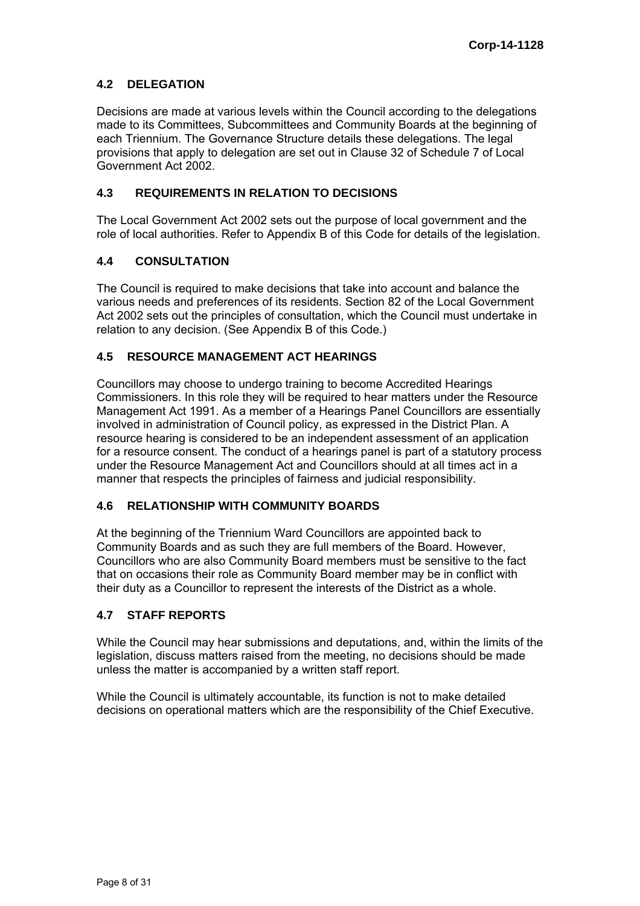### 4.2 DELEGATION

Decisions are made at various levels within the Council according to the delegations made to its Committees, Subcommittees and Community Boards at the beginning of each Triennium. The Governance Structure details these delegations. The legal provisions that apply to delegation are set out in Clause 32 of Schedule 7 of Local Government Act 2002.

### 4.3 REQUIREMENTS IN RELATION TO DECISIONS

The Local Government Act 2002 sets out the purpose of local government and the role of local authorities. Refer to Appendix B of this Code for details of the legislation.

### 4.4 CONSULTATION

The Council is required to make decisions that take into account and balance the various needs and preferences of its residents. Section 82 of the Local Government Act 2002 sets out the principles of consultation, which the Council must undertake in relation to any decision. (See Appendix B of this Code.)

### 4.5 RESOURCE MANAGEMENT ACT HEARINGS

Councillors may choose to undergo training to become Accredited Hearings Commissioners. In this role they will be required to hear matters under the Resource Management Act 1991. As a member of a Hearings Panel Councillors are essentially involved in administration of Council policy, as expressed in the District Plan. A resource hearing is considered to be an independent assessment of an application for a resource consent. The conduct of a hearings panel is part of a statutory process under the Resource Management Act and Councillors should at all times act in a manner that respects the principles of fairness and judicial responsibility.

### 4.6 RELATIONSHIP WITH COMMUNITY BOARDS

At the beginning of the Triennium Ward Councillors are appointed back to Community Boards and as such they are full members of the Board. However, Councillors who are also Community Board members must be sensitive to the fact that on occasions their role as Community Board member may be in conflict with their duty as a Councillor to represent the interests of the District as a whole.

### 4.7 STAFF REPORTS

While the Council may hear submissions and deputations, and, within the limits of the legislation, discuss matters raised from the meeting, no decisions should be made unless the matter is accompanied by a written staff report.

While the Council is ultimately accountable, its function is not to make detailed decisions on operational matters which are the responsibility of the Chief Executive.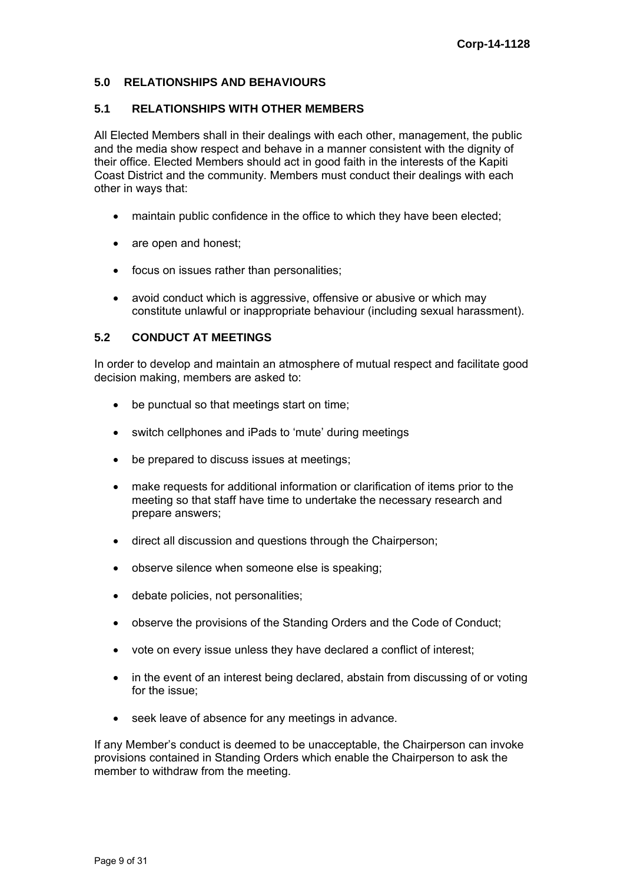## 5.0 RELATIONSHIPS AND BEHAVIOURS

### 5.1 RELATIONSHIPS WITH OTHER MEMBERS

All Elected Members shall in their dealings with each other, management, the public and the media show respect and behave in a manner consistent with the dignity of their office. Elected Members should act in good faith in the interests of the Kapiti Coast District and the community. Members must conduct their dealings with each other in ways that:

- maintain public confidence in the office to which they have been elected;
- are open and honest;
- focus on issues rather than personalities;
- avoid conduct which is aggressive, offensive or abusive or which may constitute unlawful or inappropriate behaviour (including sexual harassment).

### 5.2 CONDUCT AT MEETINGS

In order to develop and maintain an atmosphere of mutual respect and facilitate good decision making, members are asked to:

- be punctual so that meetings start on time;
- switch cellphones and iPads to 'mute' during meetings
- be prepared to discuss issues at meetings;
- make requests for additional information or clarification of items prior to the meeting so that staff have time to undertake the necessary research and prepare answers;
- direct all discussion and questions through the Chairperson;
- observe silence when someone else is speaking;
- debate policies, not personalities;
- observe the provisions of the Standing Orders and the Code of Conduct;
- vote on every issue unless they have declared a conflict of interest;
- in the event of an interest being declared, abstain from discussing of or voting for the issue;
- seek leave of absence for any meetings in advance.

If any Member's conduct is deemed to be unacceptable, the Chairperson can invoke provisions contained in Standing Orders which enable the Chairperson to ask the member to withdraw from the meeting.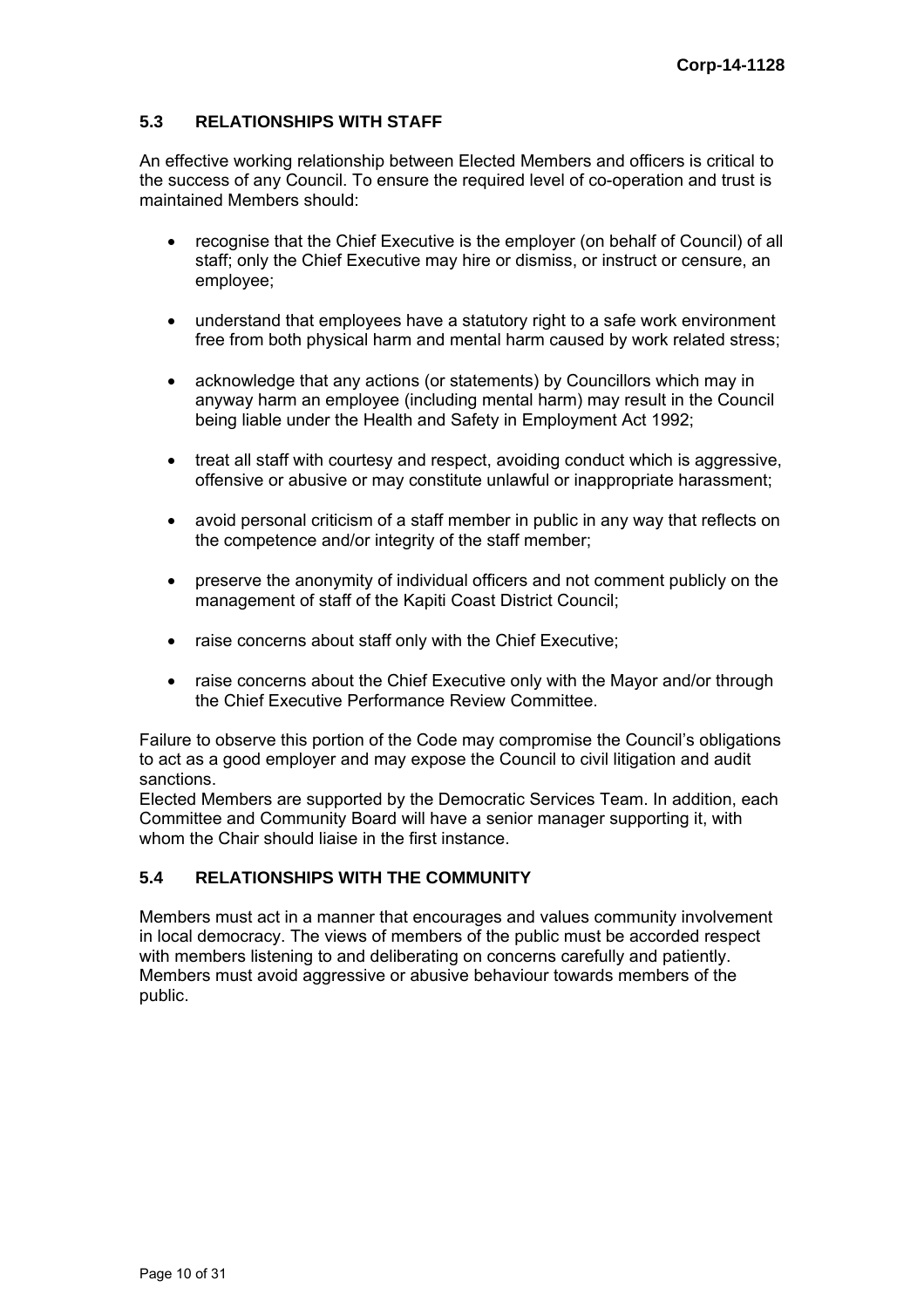### 5.3 RELATIONSHIPS WITH STAFF

An effective working relationship between Elected Members and officers is critical to the success of any Council. To ensure the required level of co-operation and trust is maintained Members should:

- recognise that the Chief Executive is the employer (on behalf of Council) of all staff; only the Chief Executive may hire or dismiss, or instruct or censure, an employee;
- understand that employees have a statutory right to a safe work environment free from both physical harm and mental harm caused by work related stress;
- acknowledge that any actions (or statements) by Councillors which may in anyway harm an employee (including mental harm) may result in the Council being liable under the Health and Safety in Employment Act 1992;
- treat all staff with courtesy and respect, avoiding conduct which is aggressive, offensive or abusive or may constitute unlawful or inappropriate harassment;
- avoid personal criticism of a staff member in public in any way that reflects on the competence and/or integrity of the staff member;
- preserve the anonymity of individual officers and not comment publicly on the management of staff of the Kapiti Coast District Council;
- raise concerns about staff only with the Chief Executive;
- raise concerns about the Chief Executive only with the Mayor and/or through the Chief Executive Performance Review Committee.

Failure to observe this portion of the Code may compromise the Council's obligations to act as a good employer and may expose the Council to civil litigation and audit sanctions.
Elected Members are supported by the Democratic Services Team. In addition, each Committee and Community Board will have a senior manager supporting it, with whom the Chair should liaise in the first instance.

### 5.4 RELATIONSHIPS WITH THE COMMUNITY

Members must act in a manner that encourages and values community involvement in local democracy. The views of members of the public must be accorded respect with members listening to and deliberating on concerns carefully and patiently. Members must avoid aggressive or abusive behaviour towards members of the public.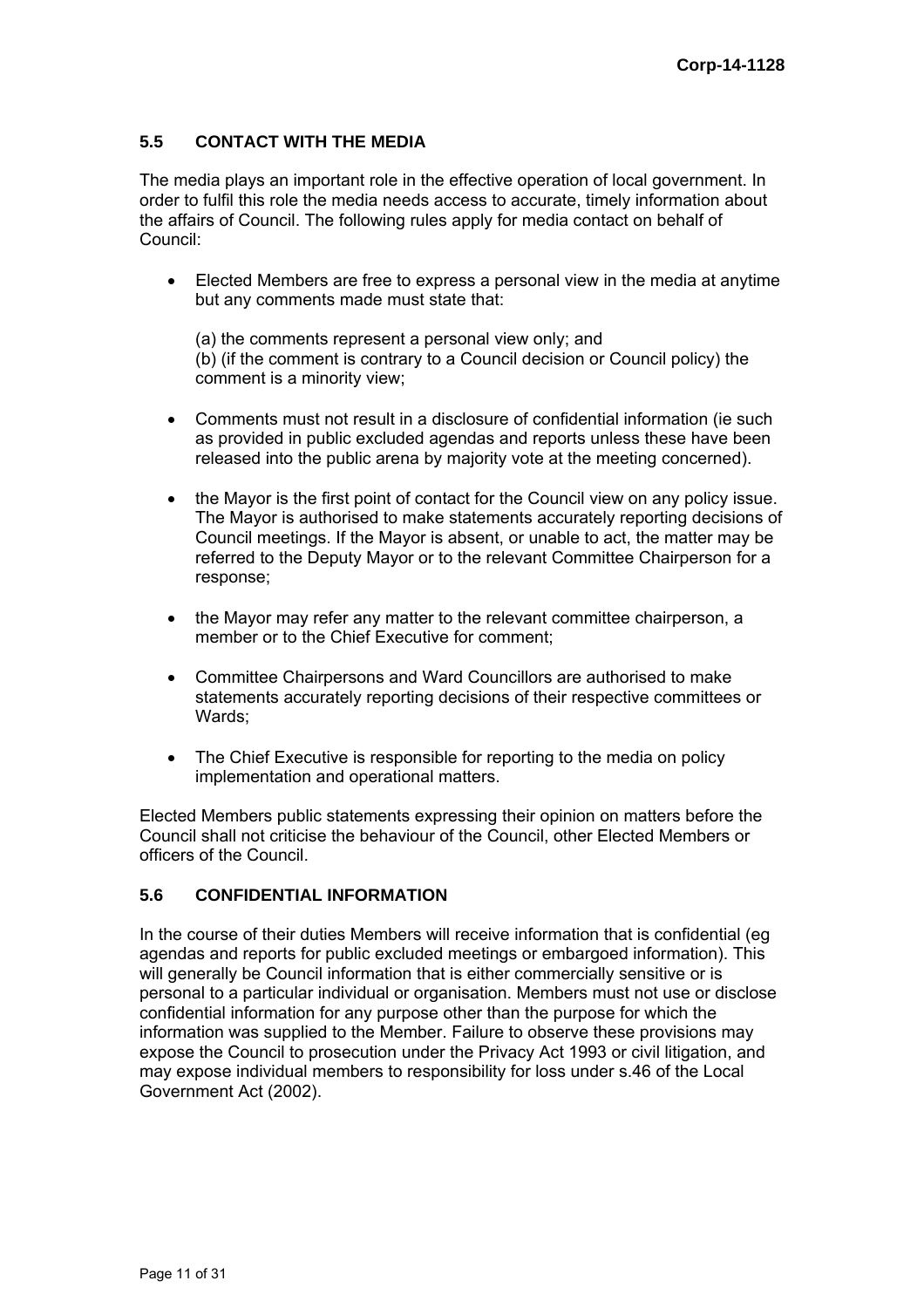### 5.5 CONTACT WITH THE MEDIA

The media plays an important role in the effective operation of local government. In order to fulfil this role the media needs access to accurate, timely information about the affairs of Council. The following rules apply for media contact on behalf of Council:

- Elected Members are free to express a personal view in the media at anytime but any comments made must state that:

  (a) the comments represent a personal view only; and
  (b) (if the comment is contrary to a Council decision or Council policy) the comment is a minority view;

- Comments must not result in a disclosure of confidential information (ie such as provided in public excluded agendas and reports unless these have been released into the public arena by majority vote at the meeting concerned).

- the Mayor is the first point of contact for the Council view on any policy issue. The Mayor is authorised to make statements accurately reporting decisions of Council meetings. If the Mayor is absent, or unable to act, the matter may be referred to the Deputy Mayor or to the relevant Committee Chairperson for a response;

- the Mayor may refer any matter to the relevant committee chairperson, a member or to the Chief Executive for comment;

- Committee Chairpersons and Ward Councillors are authorised to make statements accurately reporting decisions of their respective committees or Wards;

- The Chief Executive is responsible for reporting to the media on policy implementation and operational matters.

Elected Members public statements expressing their opinion on matters before the Council shall not criticise the behaviour of the Council, other Elected Members or officers of the Council.

### 5.6 CONFIDENTIAL INFORMATION

In the course of their duties Members will receive information that is confidential (eg agendas and reports for public excluded meetings or embargoed information). This will generally be Council information that is either commercially sensitive or is personal to a particular individual or organisation. Members must not use or disclose confidential information for any purpose other than the purpose for which the information was supplied to the Member. Failure to observe these provisions may expose the Council to prosecution under the Privacy Act 1993 or civil litigation, and may expose individual members to responsibility for loss under s.46 of the Local Government Act (2002).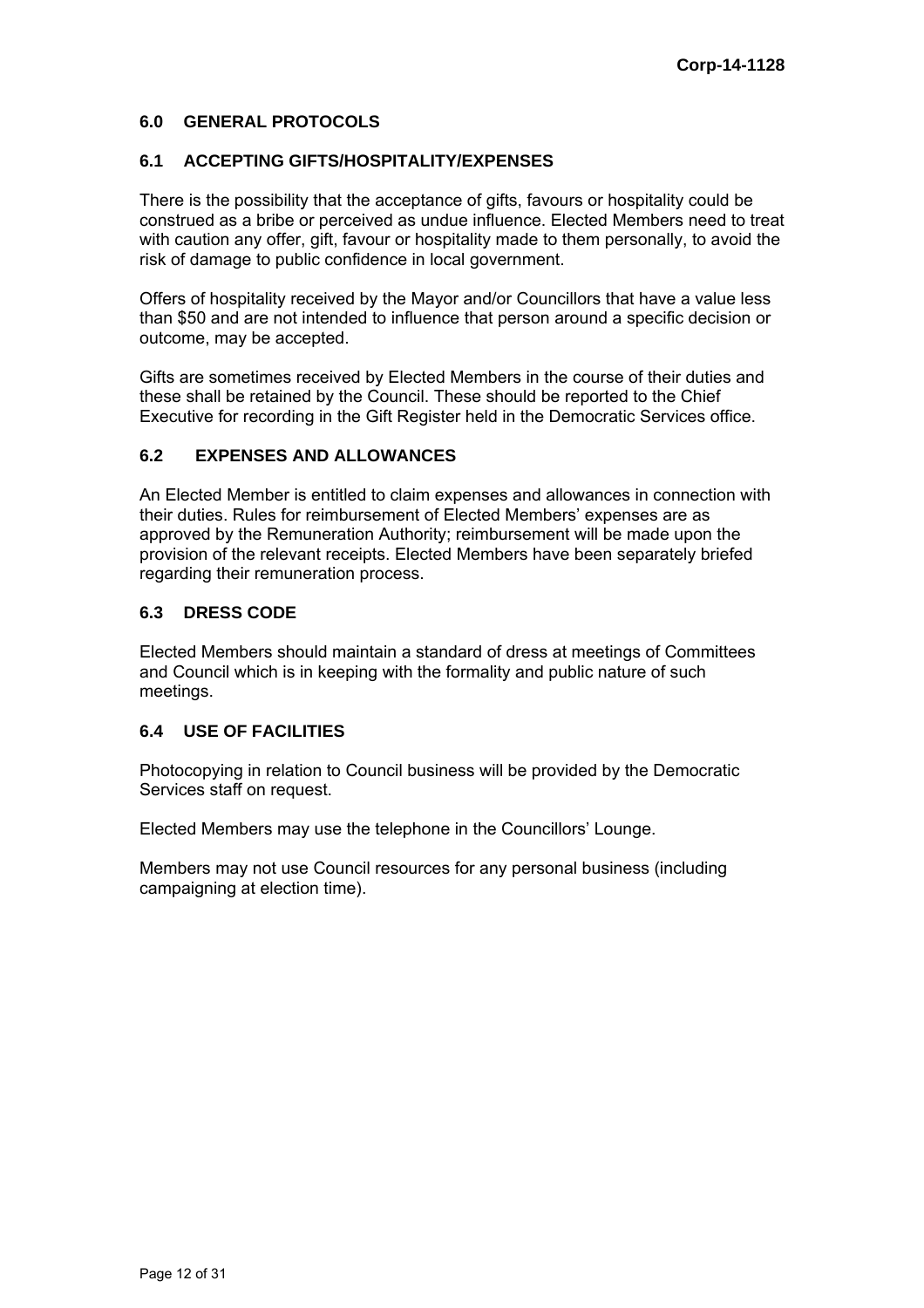## 6.0 GENERAL PROTOCOLS

### 6.1 ACCEPTING GIFTS/HOSPITALITY/EXPENSES

There is the possibility that the acceptance of gifts, favours or hospitality could be construed as a bribe or perceived as undue influence. Elected Members need to treat with caution any offer, gift, favour or hospitality made to them personally, to avoid the risk of damage to public confidence in local government.

Offers of hospitality received by the Mayor and/or Councillors that have a value less than $50 and are not intended to influence that person around a specific decision or outcome, may be accepted.

Gifts are sometimes received by Elected Members in the course of their duties and these shall be retained by the Council. These should be reported to the Chief Executive for recording in the Gift Register held in the Democratic Services office.

### 6.2 EXPENSES AND ALLOWANCES

An Elected Member is entitled to claim expenses and allowances in connection with their duties. Rules for reimbursement of Elected Members' expenses are as approved by the Remuneration Authority; reimbursement will be made upon the provision of the relevant receipts. Elected Members have been separately briefed regarding their remuneration process.

### 6.3 DRESS CODE

Elected Members should maintain a standard of dress at meetings of Committees and Council which is in keeping with the formality and public nature of such meetings.

### 6.4 USE OF FACILITIES

Photocopying in relation to Council business will be provided by the Democratic Services staff on request.

Elected Members may use the telephone in the Councillors' Lounge.

Members may not use Council resources for any personal business (including campaigning at election time).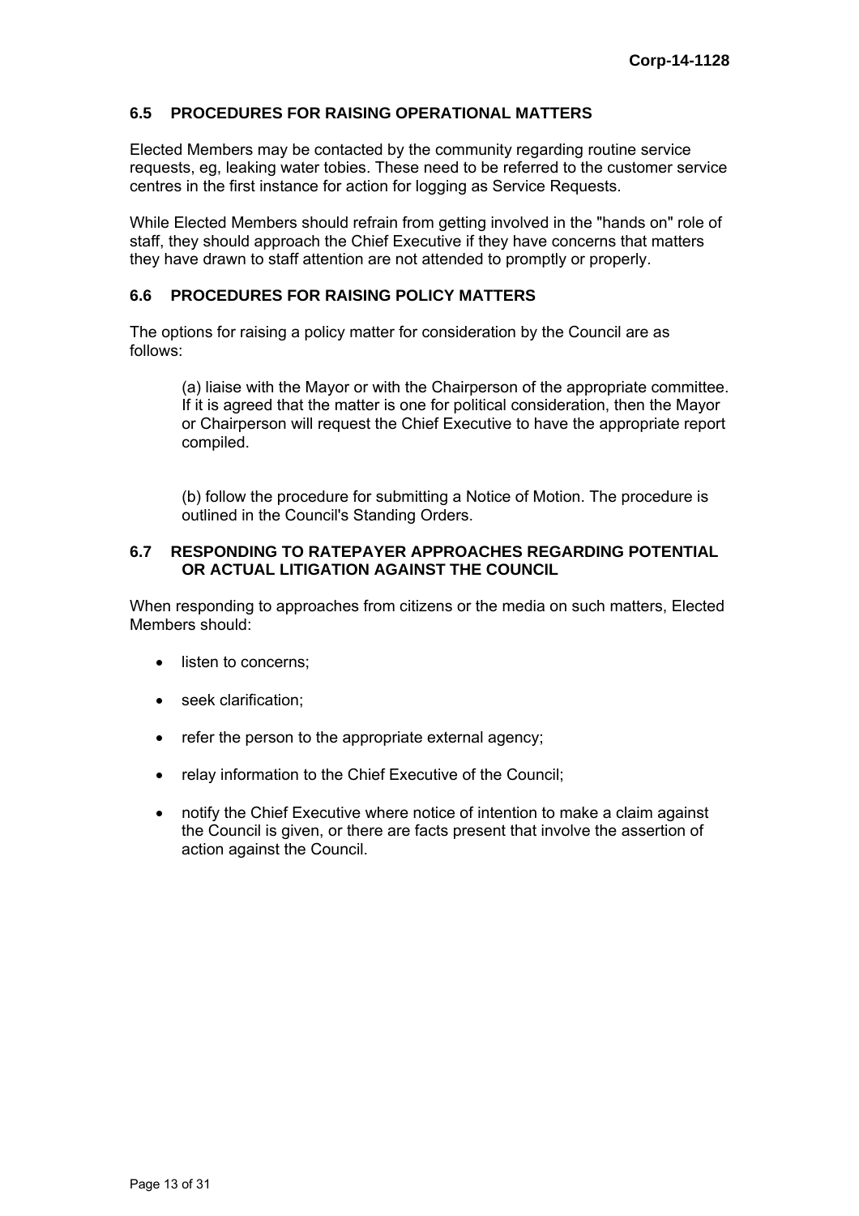### 6.5 PROCEDURES FOR RAISING OPERATIONAL MATTERS

Elected Members may be contacted by the community regarding routine service requests, eg, leaking water tobies. These need to be referred to the customer service centres in the first instance for action for logging as Service Requests.

While Elected Members should refrain from getting involved in the "hands on" role of staff, they should approach the Chief Executive if they have concerns that matters they have drawn to staff attention are not attended to promptly or properly.

### 6.6 PROCEDURES FOR RAISING POLICY MATTERS

The options for raising a policy matter for consideration by the Council are as follows:

(a) liaise with the Mayor or with the Chairperson of the appropriate committee. If it is agreed that the matter is one for political consideration, then the Mayor or Chairperson will request the Chief Executive to have the appropriate report compiled.

(b) follow the procedure for submitting a Notice of Motion. The procedure is outlined in the Council's Standing Orders.

### 6.7 RESPONDING TO RATEPAYER APPROACHES REGARDING POTENTIAL OR ACTUAL LITIGATION AGAINST THE COUNCIL

When responding to approaches from citizens or the media on such matters, Elected Members should:

- listen to concerns;
- seek clarification;
- refer the person to the appropriate external agency;
- relay information to the Chief Executive of the Council;
- notify the Chief Executive where notice of intention to make a claim against the Council is given, or there are facts present that involve the assertion of action against the Council.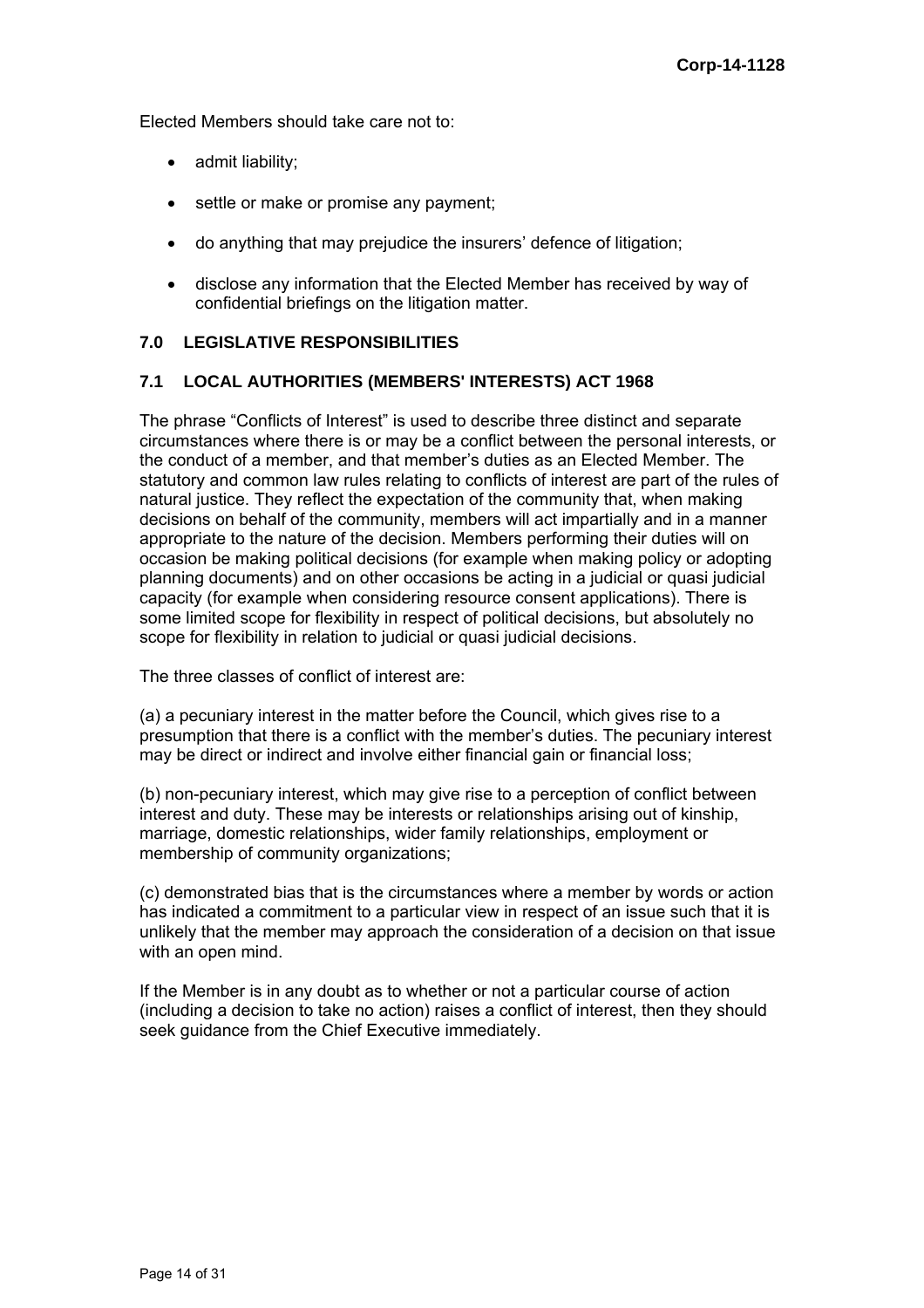Elected Members should take care not to:

- admit liability;
- settle or make or promise any payment;
- do anything that may prejudice the insurers' defence of litigation;
- disclose any information that the Elected Member has received by way of confidential briefings on the litigation matter.

## 7.0 LEGISLATIVE RESPONSIBILITIES

### 7.1 LOCAL AUTHORITIES (MEMBERS' INTERESTS) ACT 1968

The phrase "Conflicts of Interest" is used to describe three distinct and separate circumstances where there is or may be a conflict between the personal interests, or the conduct of a member, and that member's duties as an Elected Member. The statutory and common law rules relating to conflicts of interest are part of the rules of natural justice. They reflect the expectation of the community that, when making decisions on behalf of the community, members will act impartially and in a manner appropriate to the nature of the decision. Members performing their duties will on occasion be making political decisions (for example when making policy or adopting planning documents) and on other occasions be acting in a judicial or quasi judicial capacity (for example when considering resource consent applications). There is some limited scope for flexibility in respect of political decisions, but absolutely no scope for flexibility in relation to judicial or quasi judicial decisions.

The three classes of conflict of interest are:

(a) a pecuniary interest in the matter before the Council, which gives rise to a presumption that there is a conflict with the member's duties. The pecuniary interest may be direct or indirect and involve either financial gain or financial loss;

(b) non-pecuniary interest, which may give rise to a perception of conflict between interest and duty. These may be interests or relationships arising out of kinship, marriage, domestic relationships, wider family relationships, employment or membership of community organizations;

(c) demonstrated bias that is the circumstances where a member by words or action has indicated a commitment to a particular view in respect of an issue such that it is unlikely that the member may approach the consideration of a decision on that issue with an open mind.

If the Member is in any doubt as to whether or not a particular course of action (including a decision to take no action) raises a conflict of interest, then they should seek guidance from the Chief Executive immediately.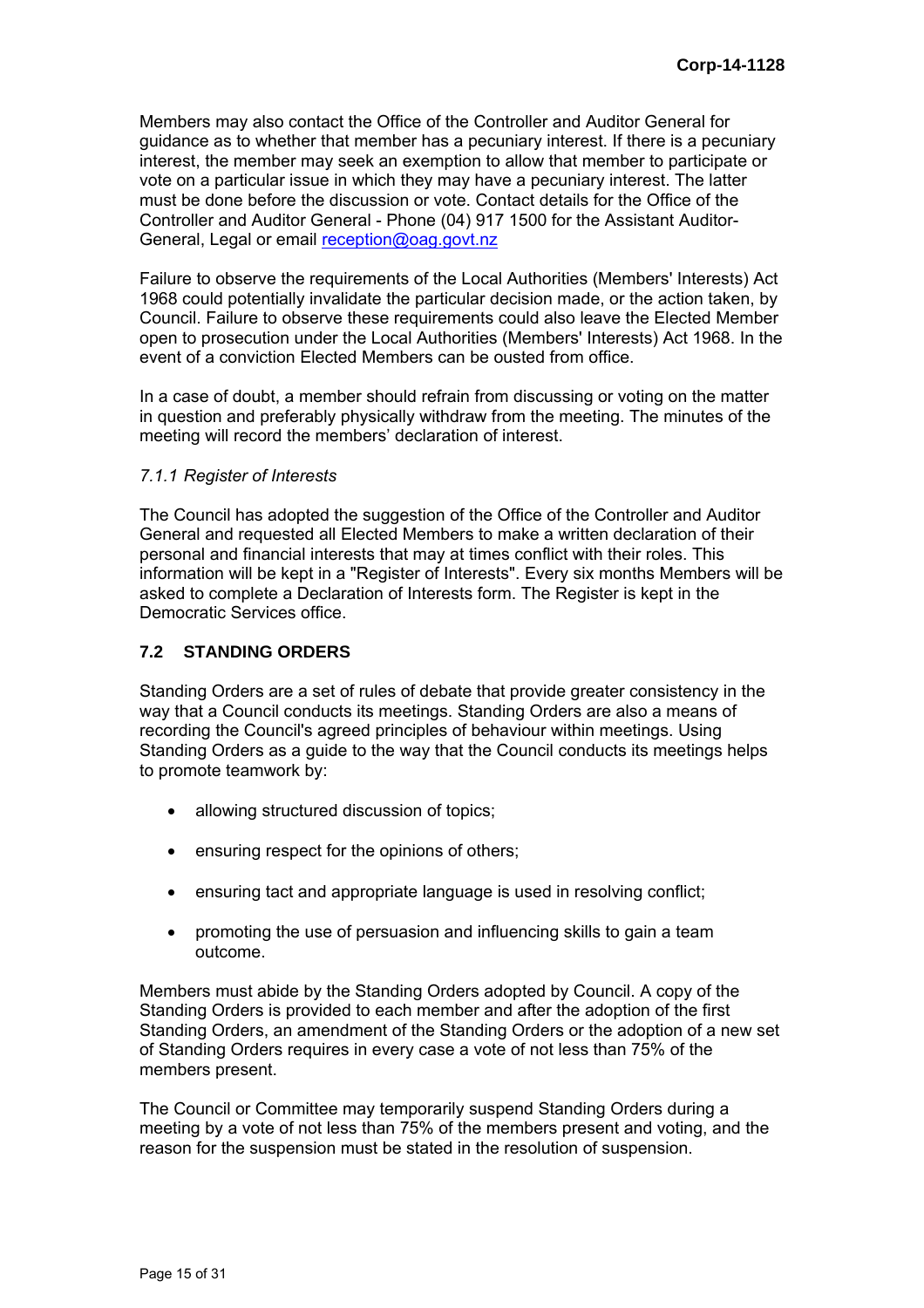Members may also contact the Office of the Controller and Auditor General for guidance as to whether that member has a pecuniary interest. If there is a pecuniary interest, the member may seek an exemption to allow that member to participate or vote on a particular issue in which they may have a pecuniary interest. The latter must be done before the discussion or vote. Contact details for the Office of the Controller and Auditor General - Phone (04) 917 1500 for the Assistant Auditor-General, Legal or email reception@oag.govt.nz

Failure to observe the requirements of the Local Authorities (Members' Interests) Act 1968 could potentially invalidate the particular decision made, or the action taken, by Council. Failure to observe these requirements could also leave the Elected Member open to prosecution under the Local Authorities (Members' Interests) Act 1968. In the event of a conviction Elected Members can be ousted from office.

In a case of doubt, a member should refrain from discussing or voting on the matter in question and preferably physically withdraw from the meeting. The minutes of the meeting will record the members' declaration of interest.

#### *7.1.1 Register of Interests*

The Council has adopted the suggestion of the Office of the Controller and Auditor General and requested all Elected Members to make a written declaration of their personal and financial interests that may at times conflict with their roles. This information will be kept in a "Register of Interests". Every six months Members will be asked to complete a Declaration of Interests form. The Register is kept in the Democratic Services office.

### 7.2 STANDING ORDERS

Standing Orders are a set of rules of debate that provide greater consistency in the way that a Council conducts its meetings. Standing Orders are also a means of recording the Council's agreed principles of behaviour within meetings. Using Standing Orders as a guide to the way that the Council conducts its meetings helps to promote teamwork by:

- allowing structured discussion of topics;
- ensuring respect for the opinions of others;
- ensuring tact and appropriate language is used in resolving conflict;
- promoting the use of persuasion and influencing skills to gain a team outcome.

Members must abide by the Standing Orders adopted by Council. A copy of the Standing Orders is provided to each member and after the adoption of the first Standing Orders, an amendment of the Standing Orders or the adoption of a new set of Standing Orders requires in every case a vote of not less than 75% of the members present.

The Council or Committee may temporarily suspend Standing Orders during a meeting by a vote of not less than 75% of the members present and voting, and the reason for the suspension must be stated in the resolution of suspension.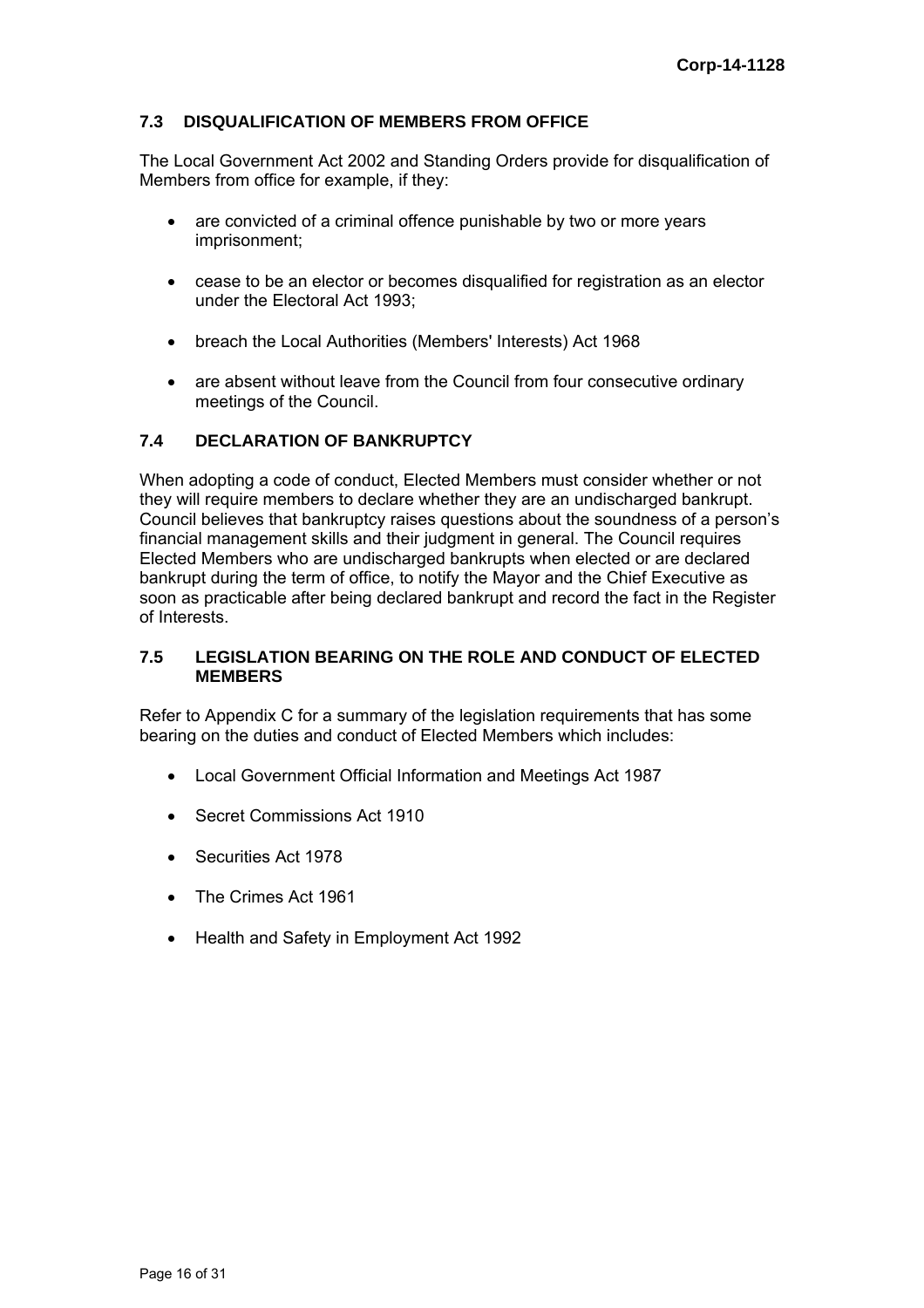### 7.3 DISQUALIFICATION OF MEMBERS FROM OFFICE

The Local Government Act 2002 and Standing Orders provide for disqualification of Members from office for example, if they:

- are convicted of a criminal offence punishable by two or more years imprisonment;
- cease to be an elector or becomes disqualified for registration as an elector under the Electoral Act 1993;
- breach the Local Authorities (Members' Interests) Act 1968
- are absent without leave from the Council from four consecutive ordinary meetings of the Council.

### 7.4 DECLARATION OF BANKRUPTCY

When adopting a code of conduct, Elected Members must consider whether or not they will require members to declare whether they are an undischarged bankrupt. Council believes that bankruptcy raises questions about the soundness of a person's financial management skills and their judgment in general. The Council requires Elected Members who are undischarged bankrupts when elected or are declared bankrupt during the term of office, to notify the Mayor and the Chief Executive as soon as practicable after being declared bankrupt and record the fact in the Register of Interests.

### 7.5 LEGISLATION BEARING ON THE ROLE AND CONDUCT OF ELECTED MEMBERS

Refer to Appendix C for a summary of the legislation requirements that has some bearing on the duties and conduct of Elected Members which includes:

- Local Government Official Information and Meetings Act 1987
- Secret Commissions Act 1910
- Securities Act 1978
- The Crimes Act 1961
- Health and Safety in Employment Act 1992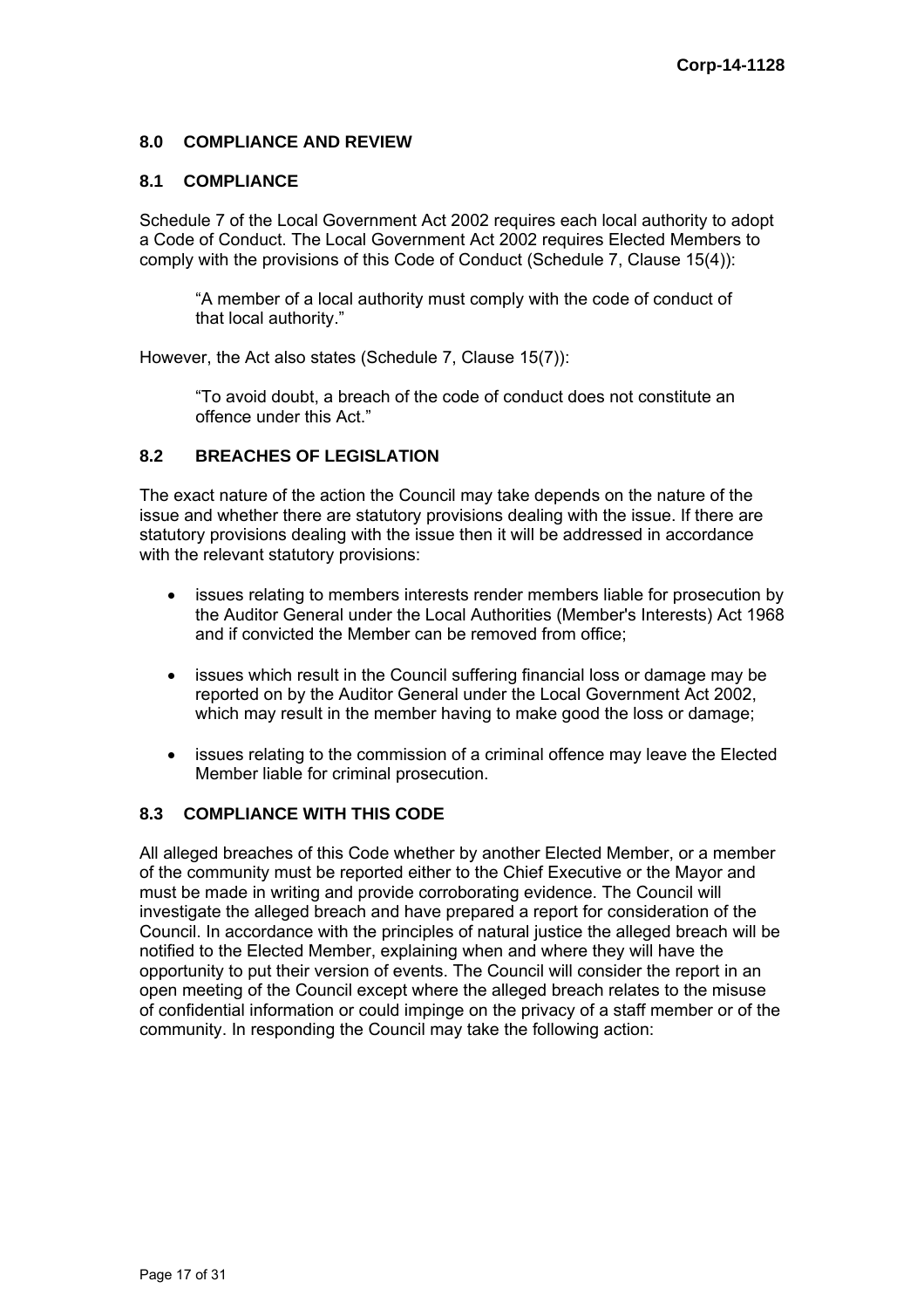## 8.0 COMPLIANCE AND REVIEW

### 8.1 COMPLIANCE

Schedule 7 of the Local Government Act 2002 requires each local authority to adopt a Code of Conduct. The Local Government Act 2002 requires Elected Members to comply with the provisions of this Code of Conduct (Schedule 7, Clause 15(4)):

> "A member of a local authority must comply with the code of conduct of that local authority."

However, the Act also states (Schedule 7, Clause 15(7)):

> "To avoid doubt, a breach of the code of conduct does not constitute an offence under this Act."

### 8.2 BREACHES OF LEGISLATION

The exact nature of the action the Council may take depends on the nature of the issue and whether there are statutory provisions dealing with the issue. If there are statutory provisions dealing with the issue then it will be addressed in accordance with the relevant statutory provisions:

- issues relating to members interests render members liable for prosecution by the Auditor General under the Local Authorities (Member's Interests) Act 1968 and if convicted the Member can be removed from office;
- issues which result in the Council suffering financial loss or damage may be reported on by the Auditor General under the Local Government Act 2002, which may result in the member having to make good the loss or damage;
- issues relating to the commission of a criminal offence may leave the Elected Member liable for criminal prosecution.

### 8.3 COMPLIANCE WITH THIS CODE

All alleged breaches of this Code whether by another Elected Member, or a member of the community must be reported either to the Chief Executive or the Mayor and must be made in writing and provide corroborating evidence. The Council will investigate the alleged breach and have prepared a report for consideration of the Council. In accordance with the principles of natural justice the alleged breach will be notified to the Elected Member, explaining when and where they will have the opportunity to put their version of events. The Council will consider the report in an open meeting of the Council except where the alleged breach relates to the misuse of confidential information or could impinge on the privacy of a staff member or of the community. In responding the Council may take the following action: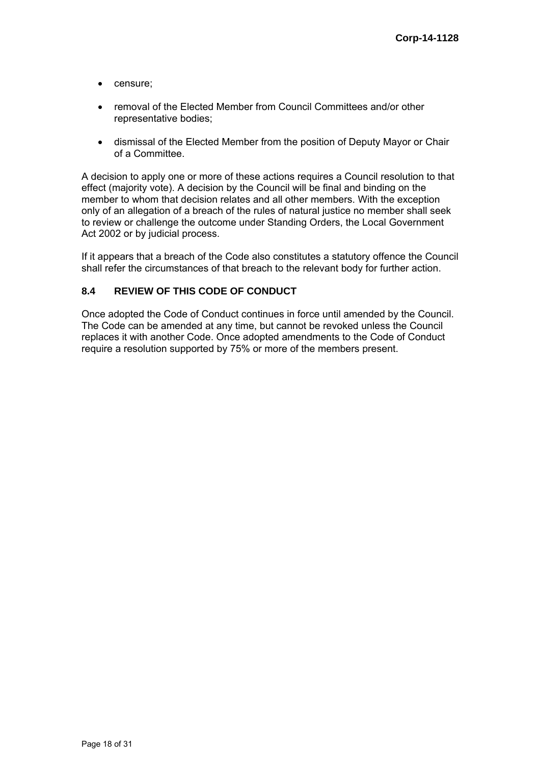- censure;
- removal of the Elected Member from Council Committees and/or other representative bodies;
- dismissal of the Elected Member from the position of Deputy Mayor or Chair of a Committee.

A decision to apply one or more of these actions requires a Council resolution to that effect (majority vote). A decision by the Council will be final and binding on the member to whom that decision relates and all other members. With the exception only of an allegation of a breach of the rules of natural justice no member shall seek to review or challenge the outcome under Standing Orders, the Local Government Act 2002 or by judicial process.

If it appears that a breach of the Code also constitutes a statutory offence the Council shall refer the circumstances of that breach to the relevant body for further action.

### 8.4 REVIEW OF THIS CODE OF CONDUCT

Once adopted the Code of Conduct continues in force until amended by the Council. The Code can be amended at any time, but cannot be revoked unless the Council replaces it with another Code. Once adopted amendments to the Code of Conduct require a resolution supported by 75% or more of the members present.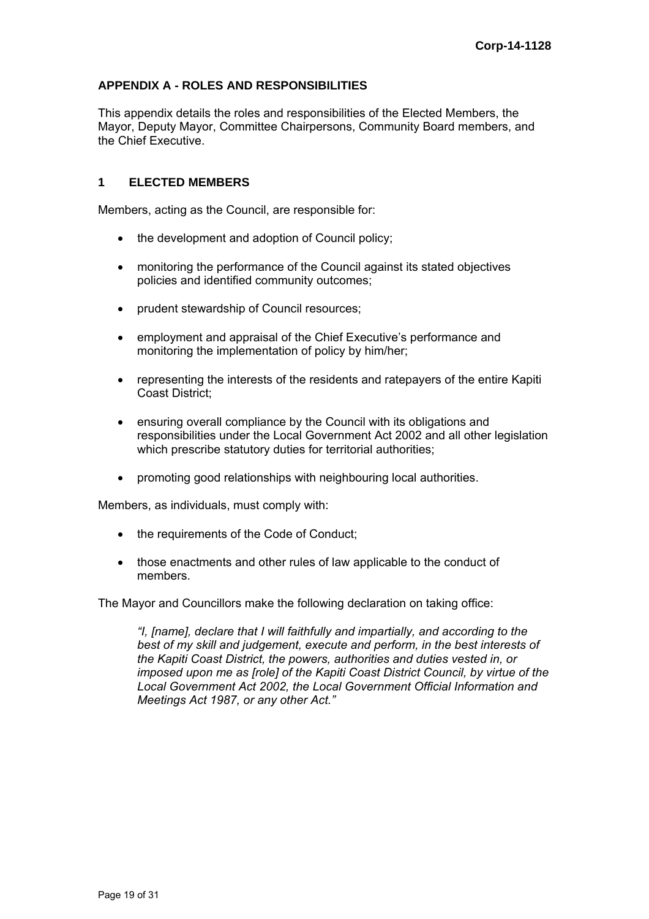## APPENDIX A - ROLES AND RESPONSIBILITIES

This appendix details the roles and responsibilities of the Elected Members, the Mayor, Deputy Mayor, Committee Chairpersons, Community Board members, and the Chief Executive.

### 1 ELECTED MEMBERS

Members, acting as the Council, are responsible for:

- the development and adoption of Council policy;
- monitoring the performance of the Council against its stated objectives policies and identified community outcomes;
- prudent stewardship of Council resources;
- employment and appraisal of the Chief Executive's performance and monitoring the implementation of policy by him/her;
- representing the interests of the residents and ratepayers of the entire Kapiti Coast District;
- ensuring overall compliance by the Council with its obligations and responsibilities under the Local Government Act 2002 and all other legislation which prescribe statutory duties for territorial authorities;
- promoting good relationships with neighbouring local authorities.

Members, as individuals, must comply with:

- the requirements of the Code of Conduct;
- those enactments and other rules of law applicable to the conduct of members.

The Mayor and Councillors make the following declaration on taking office:

> *"I, [name], declare that I will faithfully and impartially, and according to the best of my skill and judgement, execute and perform, in the best interests of the Kapiti Coast District, the powers, authorities and duties vested in, or imposed upon me as [role] of the Kapiti Coast District Council, by virtue of the Local Government Act 2002, the Local Government Official Information and Meetings Act 1987, or any other Act."*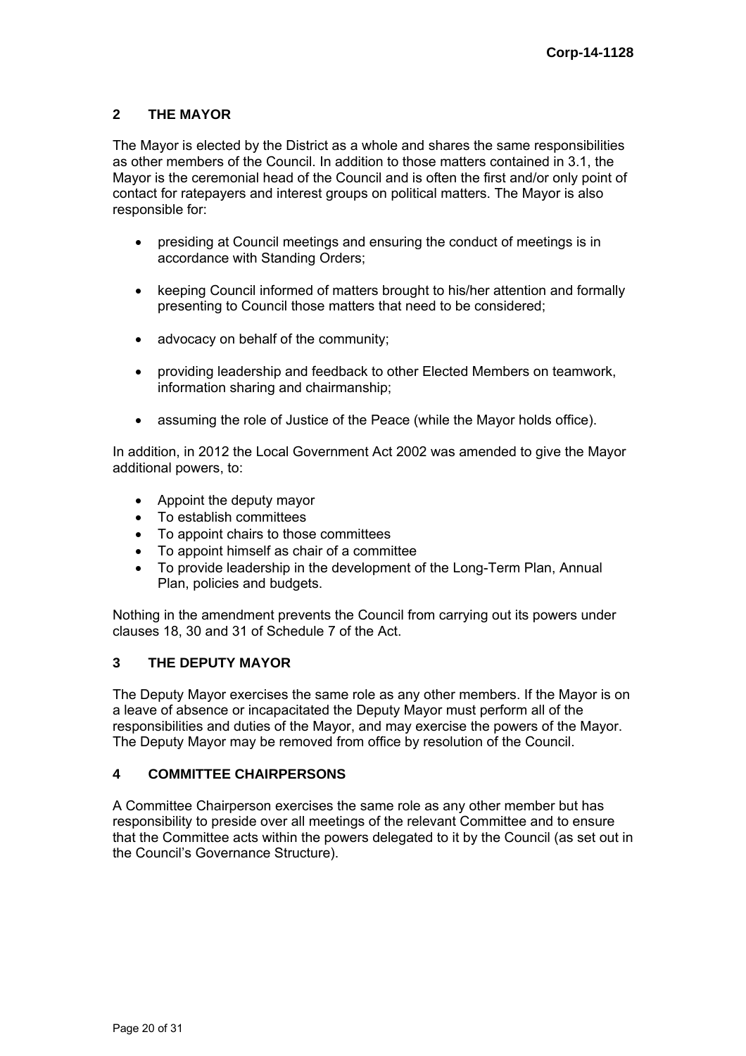## 2 THE MAYOR

The Mayor is elected by the District as a whole and shares the same responsibilities as other members of the Council. In addition to those matters contained in 3.1, the Mayor is the ceremonial head of the Council and is often the first and/or only point of contact for ratepayers and interest groups on political matters. The Mayor is also responsible for:

- presiding at Council meetings and ensuring the conduct of meetings is in accordance with Standing Orders;
- keeping Council informed of matters brought to his/her attention and formally presenting to Council those matters that need to be considered;
- advocacy on behalf of the community;
- providing leadership and feedback to other Elected Members on teamwork, information sharing and chairmanship;
- assuming the role of Justice of the Peace (while the Mayor holds office).

In addition, in 2012 the Local Government Act 2002 was amended to give the Mayor additional powers, to:

- Appoint the deputy mayor
- To establish committees
- To appoint chairs to those committees
- To appoint himself as chair of a committee
- To provide leadership in the development of the Long-Term Plan, Annual Plan, policies and budgets.

Nothing in the amendment prevents the Council from carrying out its powers under clauses 18, 30 and 31 of Schedule 7 of the Act.

## 3 THE DEPUTY MAYOR

The Deputy Mayor exercises the same role as any other members. If the Mayor is on a leave of absence or incapacitated the Deputy Mayor must perform all of the responsibilities and duties of the Mayor, and may exercise the powers of the Mayor. The Deputy Mayor may be removed from office by resolution of the Council.

## 4 COMMITTEE CHAIRPERSONS

A Committee Chairperson exercises the same role as any other member but has responsibility to preside over all meetings of the relevant Committee and to ensure that the Committee acts within the powers delegated to it by the Council (as set out in the Council's Governance Structure).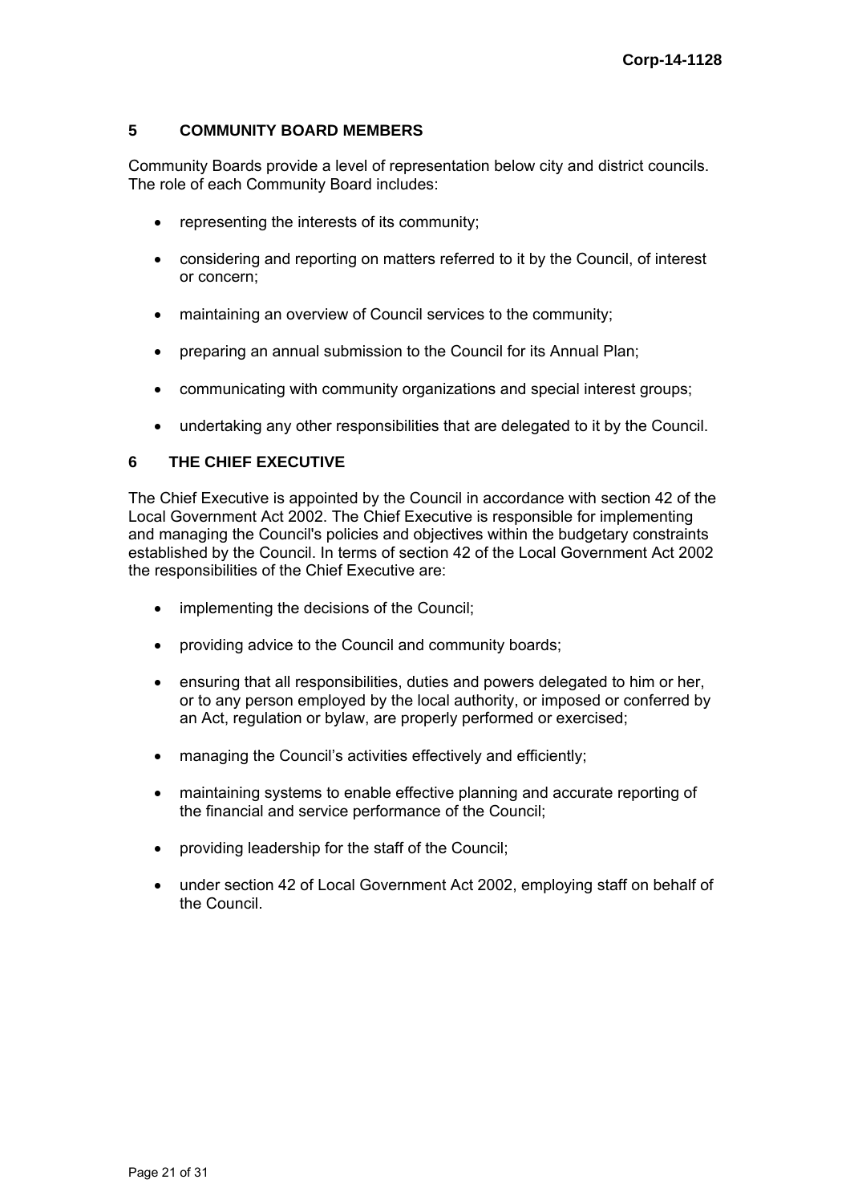## 5 COMMUNITY BOARD MEMBERS

Community Boards provide a level of representation below city and district councils. The role of each Community Board includes:

- representing the interests of its community;
- considering and reporting on matters referred to it by the Council, of interest or concern;
- maintaining an overview of Council services to the community;
- preparing an annual submission to the Council for its Annual Plan;
- communicating with community organizations and special interest groups;
- undertaking any other responsibilities that are delegated to it by the Council.

## 6 THE CHIEF EXECUTIVE

The Chief Executive is appointed by the Council in accordance with section 42 of the Local Government Act 2002. The Chief Executive is responsible for implementing and managing the Council's policies and objectives within the budgetary constraints established by the Council. In terms of section 42 of the Local Government Act 2002 the responsibilities of the Chief Executive are:

- implementing the decisions of the Council;
- providing advice to the Council and community boards;
- ensuring that all responsibilities, duties and powers delegated to him or her, or to any person employed by the local authority, or imposed or conferred by an Act, regulation or bylaw, are properly performed or exercised;
- managing the Council's activities effectively and efficiently;
- maintaining systems to enable effective planning and accurate reporting of the financial and service performance of the Council;
- providing leadership for the staff of the Council;
- under section 42 of Local Government Act 2002, employing staff on behalf of the Council.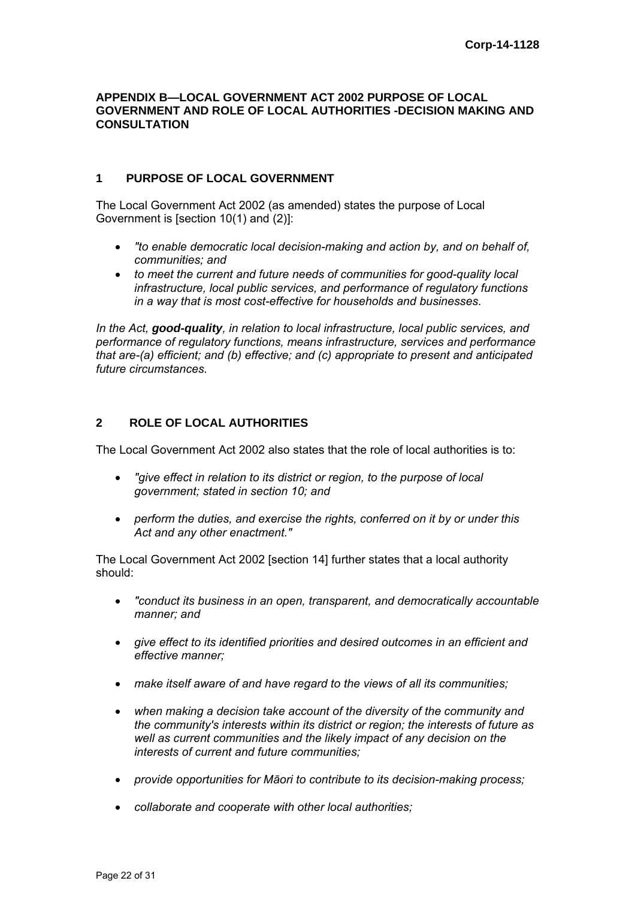**APPENDIX B—LOCAL GOVERNMENT ACT 2002 PURPOSE OF LOCAL GOVERNMENT AND ROLE OF LOCAL AUTHORITIES -DECISION MAKING AND CONSULTATION**

## 1 PURPOSE OF LOCAL GOVERNMENT

The Local Government Act 2002 (as amended) states the purpose of Local Government is [section 10(1) and (2)]:

- *"to enable democratic local decision-making and action by, and on behalf of, communities; and*
- *to meet the current and future needs of communities for good-quality local infrastructure, local public services, and performance of regulatory functions in a way that is most cost-effective for households and businesses.*

*In the Act, **good-quality**, in relation to local infrastructure, local public services, and performance of regulatory functions, means infrastructure, services and performance that are-(a) efficient; and (b) effective; and (c) appropriate to present and anticipated future circumstances.*

## 2 ROLE OF LOCAL AUTHORITIES

The Local Government Act 2002 also states that the role of local authorities is to:

- *"give effect in relation to its district or region, to the purpose of local government; stated in section 10; and*
- *perform the duties, and exercise the rights, conferred on it by or under this Act and any other enactment."*

The Local Government Act 2002 [section 14] further states that a local authority should:

- *"conduct its business in an open, transparent, and democratically accountable manner; and*
- *give effect to its identified priorities and desired outcomes in an efficient and effective manner;*
- *make itself aware of and have regard to the views of all its communities;*
- *when making a decision take account of the diversity of the community and the community's interests within its district or region; the interests of future as well as current communities and the likely impact of any decision on the interests of current and future communities;*
- *provide opportunities for Māori to contribute to its decision-making process;*
- *collaborate and cooperate with other local authorities;*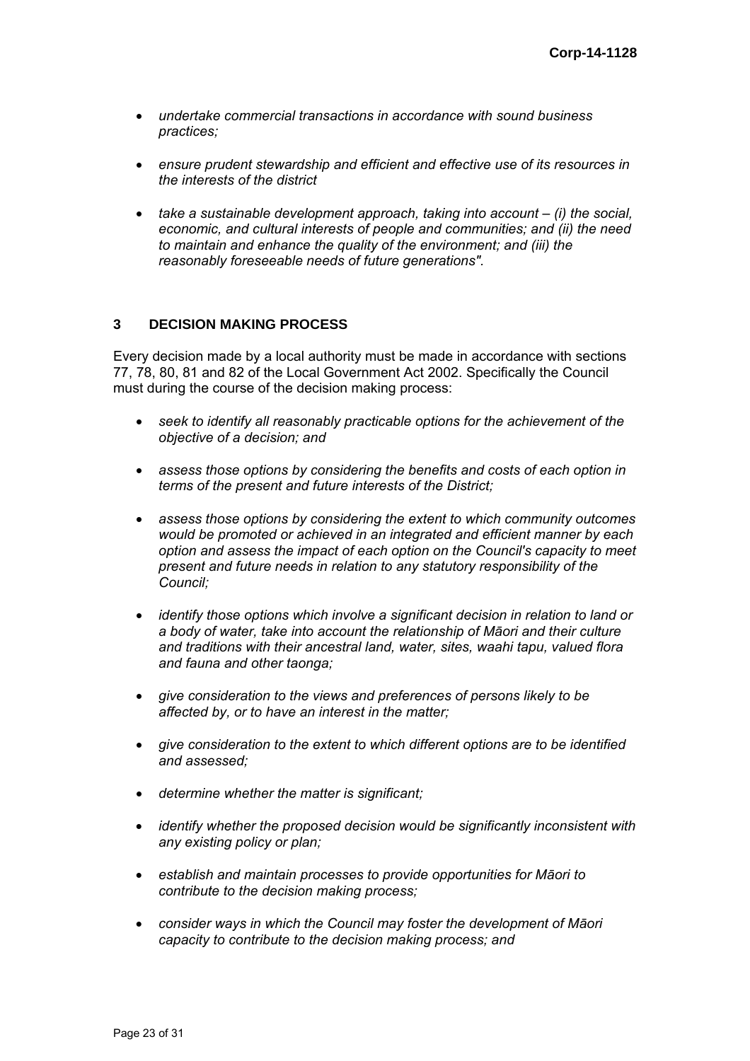- *undertake commercial transactions in accordance with sound business practices;*

- *ensure prudent stewardship and efficient and effective use of its resources in the interests of the district*

- *take a sustainable development approach, taking into account – (i) the social, economic, and cultural interests of people and communities; and (ii) the need to maintain and enhance the quality of the environment; and (iii) the reasonably foreseeable needs of future generations".*

## 3 DECISION MAKING PROCESS

Every decision made by a local authority must be made in accordance with sections 77, 78, 80, 81 and 82 of the Local Government Act 2002. Specifically the Council must during the course of the decision making process:

- *seek to identify all reasonably practicable options for the achievement of the objective of a decision; and*

- *assess those options by considering the benefits and costs of each option in terms of the present and future interests of the District;*

- *assess those options by considering the extent to which community outcomes would be promoted or achieved in an integrated and efficient manner by each option and assess the impact of each option on the Council's capacity to meet present and future needs in relation to any statutory responsibility of the Council;*

- *identify those options which involve a significant decision in relation to land or a body of water, take into account the relationship of Māori and their culture and traditions with their ancestral land, water, sites, waahi tapu, valued flora and fauna and other taonga;*

- *give consideration to the views and preferences of persons likely to be affected by, or to have an interest in the matter;*

- *give consideration to the extent to which different options are to be identified and assessed;*

- *determine whether the matter is significant;*

- *identify whether the proposed decision would be significantly inconsistent with any existing policy or plan;*

- *establish and maintain processes to provide opportunities for Māori to contribute to the decision making process;*

- *consider ways in which the Council may foster the development of Māori capacity to contribute to the decision making process; and*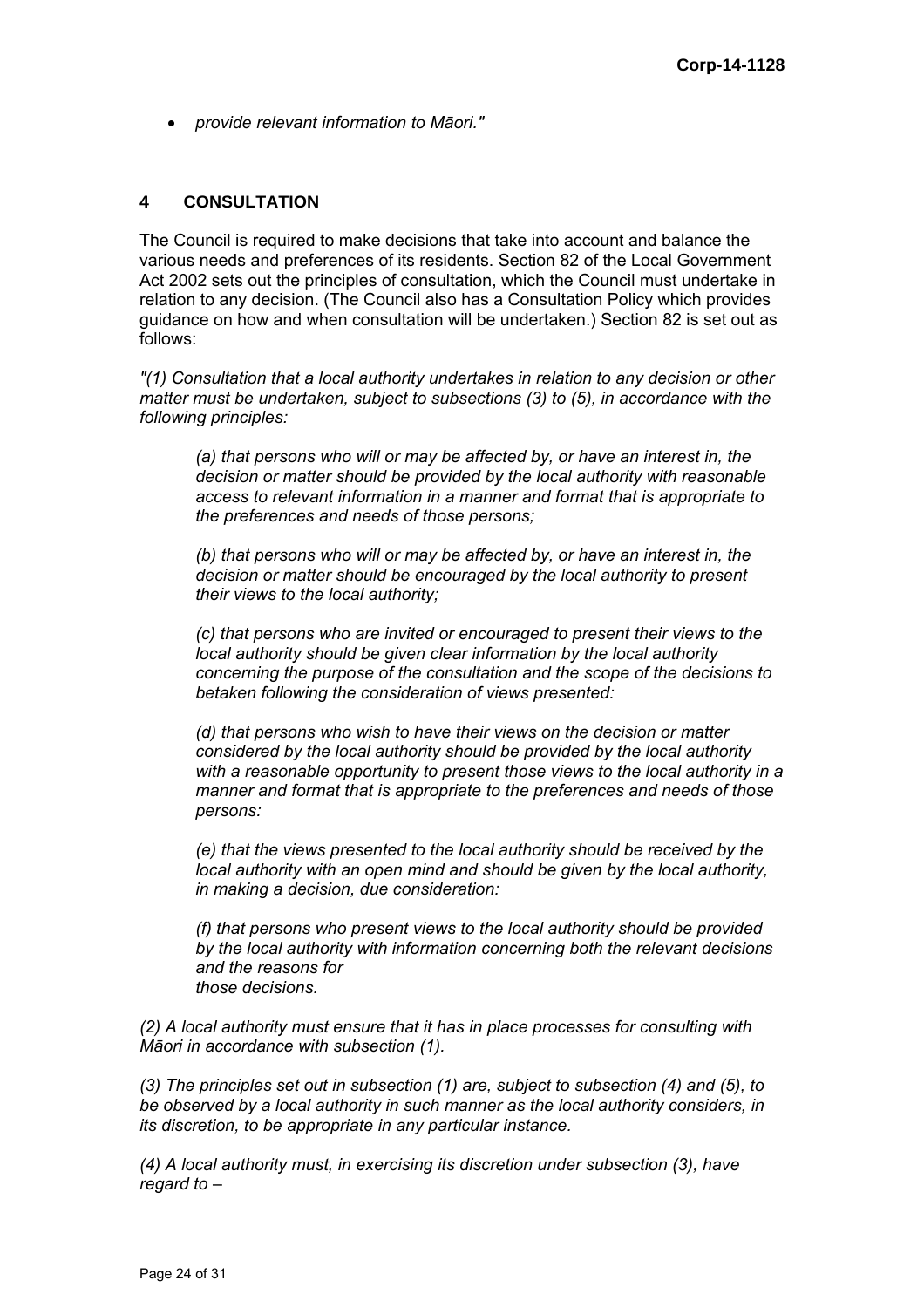- *provide relevant information to Māori."*

## 4 CONSULTATION

The Council is required to make decisions that take into account and balance the various needs and preferences of its residents. Section 82 of the Local Government Act 2002 sets out the principles of consultation, which the Council must undertake in relation to any decision. (The Council also has a Consultation Policy which provides guidance on how and when consultation will be undertaken.) Section 82 is set out as follows:

*"(1) Consultation that a local authority undertakes in relation to any decision or other matter must be undertaken, subject to subsections (3) to (5), in accordance with the following principles:*

> *(a) that persons who will or may be affected by, or have an interest in, the decision or matter should be provided by the local authority with reasonable access to relevant information in a manner and format that is appropriate to the preferences and needs of those persons;*
>
> *(b) that persons who will or may be affected by, or have an interest in, the decision or matter should be encouraged by the local authority to present their views to the local authority;*
>
> *(c) that persons who are invited or encouraged to present their views to the local authority should be given clear information by the local authority concerning the purpose of the consultation and the scope of the decisions to betaken following the consideration of views presented:*
>
> *(d) that persons who wish to have their views on the decision or matter considered by the local authority should be provided by the local authority with a reasonable opportunity to present those views to the local authority in a manner and format that is appropriate to the preferences and needs of those persons:*
>
> *(e) that the views presented to the local authority should be received by the local authority with an open mind and should be given by the local authority, in making a decision, due consideration:*
>
> *(f) that persons who present views to the local authority should be provided by the local authority with information concerning both the relevant decisions and the reasons for those decisions.*

*(2) A local authority must ensure that it has in place processes for consulting with Māori in accordance with subsection (1).*

*(3) The principles set out in subsection (1) are, subject to subsection (4) and (5), to be observed by a local authority in such manner as the local authority considers, in its discretion, to be appropriate in any particular instance.*

*(4) A local authority must, in exercising its discretion under subsection (3), have regard to –*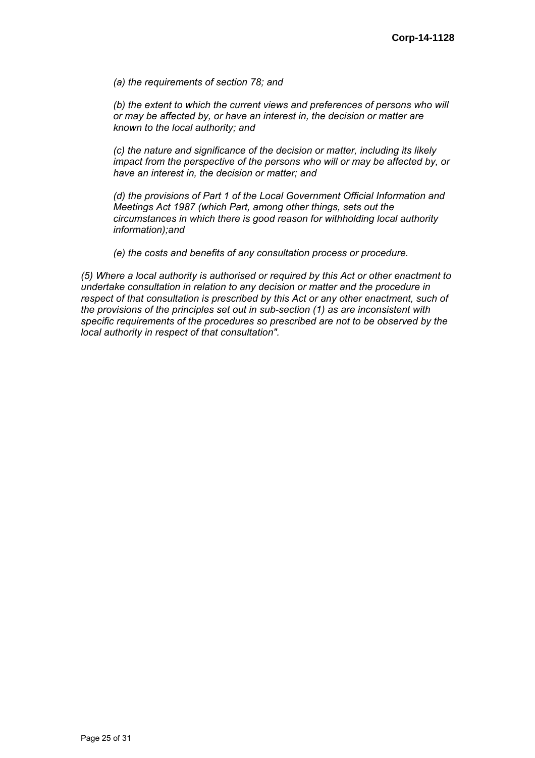*(a) the requirements of section 78; and*

*(b) the extent to which the current views and preferences of persons who will or may be affected by, or have an interest in, the decision or matter are known to the local authority; and*

*(c) the nature and significance of the decision or matter, including its likely impact from the perspective of the persons who will or may be affected by, or have an interest in, the decision or matter; and*

*(d) the provisions of Part 1 of the Local Government Official Information and Meetings Act 1987 (which Part, among other things, sets out the circumstances in which there is good reason for withholding local authority information);and*

*(e) the costs and benefits of any consultation process or procedure.*

*(5) Where a local authority is authorised or required by this Act or other enactment to undertake consultation in relation to any decision or matter and the procedure in respect of that consultation is prescribed by this Act or any other enactment, such of the provisions of the principles set out in sub-section (1) as are inconsistent with specific requirements of the procedures so prescribed are not to be observed by the local authority in respect of that consultation".*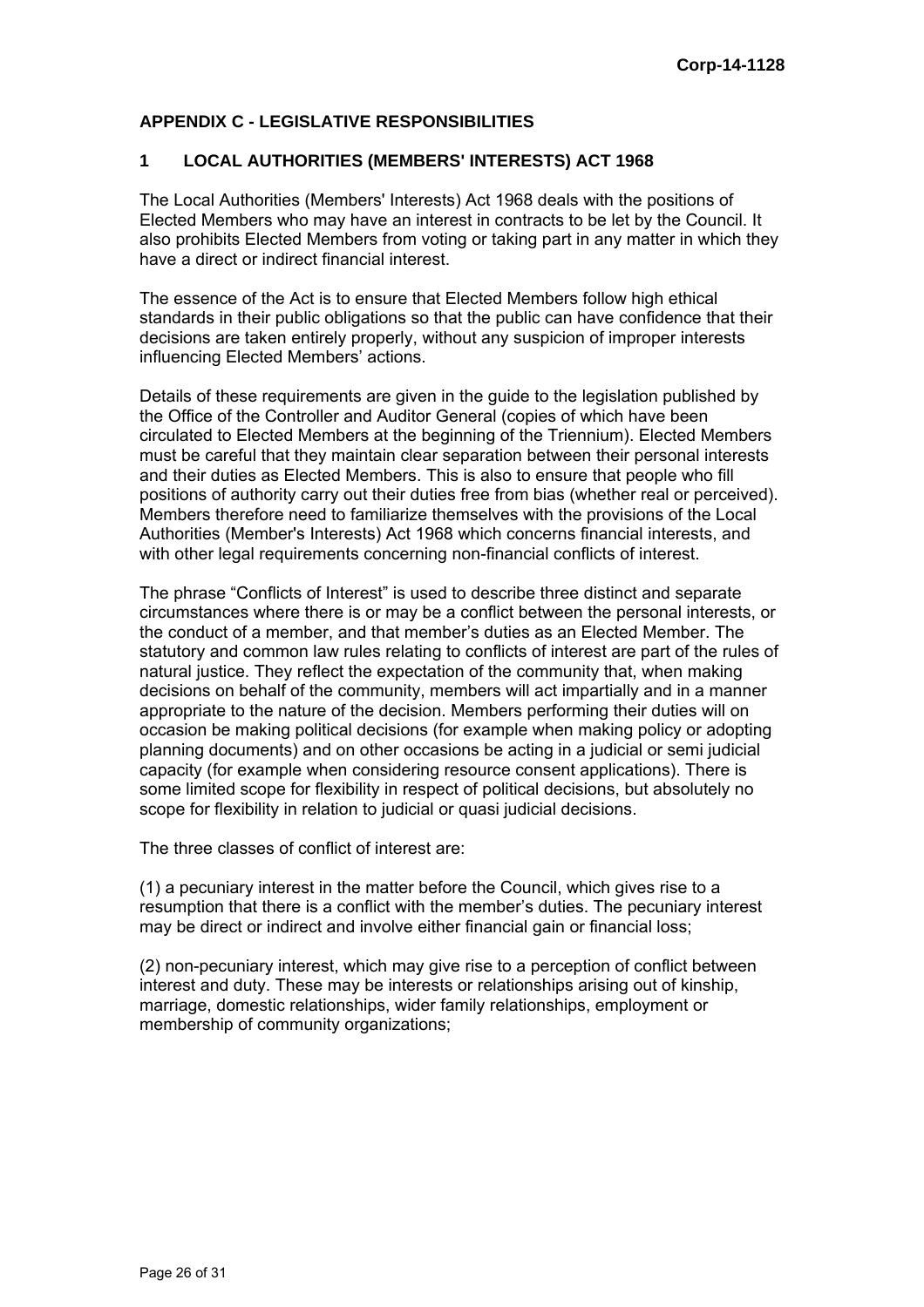## APPENDIX C - LEGISLATIVE RESPONSIBILITIES

### 1 LOCAL AUTHORITIES (MEMBERS' INTERESTS) ACT 1968

The Local Authorities (Members' Interests) Act 1968 deals with the positions of Elected Members who may have an interest in contracts to be let by the Council. It also prohibits Elected Members from voting or taking part in any matter in which they have a direct or indirect financial interest.

The essence of the Act is to ensure that Elected Members follow high ethical standards in their public obligations so that the public can have confidence that their decisions are taken entirely properly, without any suspicion of improper interests influencing Elected Members' actions.

Details of these requirements are given in the guide to the legislation published by the Office of the Controller and Auditor General (copies of which have been circulated to Elected Members at the beginning of the Triennium). Elected Members must be careful that they maintain clear separation between their personal interests and their duties as Elected Members. This is also to ensure that people who fill positions of authority carry out their duties free from bias (whether real or perceived). Members therefore need to familiarize themselves with the provisions of the Local Authorities (Member's Interests) Act 1968 which concerns financial interests, and with other legal requirements concerning non-financial conflicts of interest.

The phrase "Conflicts of Interest" is used to describe three distinct and separate circumstances where there is or may be a conflict between the personal interests, or the conduct of a member, and that member's duties as an Elected Member. The statutory and common law rules relating to conflicts of interest are part of the rules of natural justice. They reflect the expectation of the community that, when making decisions on behalf of the community, members will act impartially and in a manner appropriate to the nature of the decision. Members performing their duties will on occasion be making political decisions (for example when making policy or adopting planning documents) and on other occasions be acting in a judicial or semi judicial capacity (for example when considering resource consent applications). There is some limited scope for flexibility in respect of political decisions, but absolutely no scope for flexibility in relation to judicial or quasi judicial decisions.

The three classes of conflict of interest are:

(1) a pecuniary interest in the matter before the Council, which gives rise to a resumption that there is a conflict with the member's duties. The pecuniary interest may be direct or indirect and involve either financial gain or financial loss;

(2) non-pecuniary interest, which may give rise to a perception of conflict between interest and duty. These may be interests or relationships arising out of kinship, marriage, domestic relationships, wider family relationships, employment or membership of community organizations;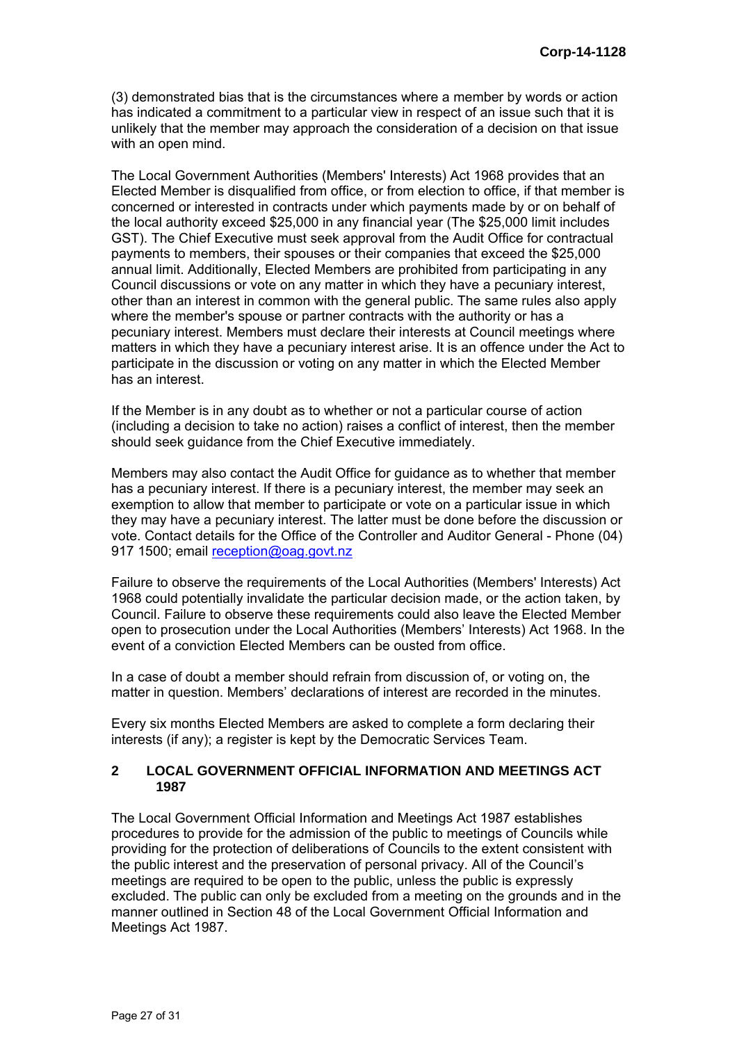(3) demonstrated bias that is the circumstances where a member by words or action has indicated a commitment to a particular view in respect of an issue such that it is unlikely that the member may approach the consideration of a decision on that issue with an open mind.

The Local Government Authorities (Members' Interests) Act 1968 provides that an Elected Member is disqualified from office, or from election to office, if that member is concerned or interested in contracts under which payments made by or on behalf of the local authority exceed $25,000 in any financial year (The $25,000 limit includes GST). The Chief Executive must seek approval from the Audit Office for contractual payments to members, their spouses or their companies that exceed the $25,000 annual limit. Additionally, Elected Members are prohibited from participating in any Council discussions or vote on any matter in which they have a pecuniary interest, other than an interest in common with the general public. The same rules also apply where the member's spouse or partner contracts with the authority or has a pecuniary interest. Members must declare their interests at Council meetings where matters in which they have a pecuniary interest arise. It is an offence under the Act to participate in the discussion or voting on any matter in which the Elected Member has an interest.

If the Member is in any doubt as to whether or not a particular course of action (including a decision to take no action) raises a conflict of interest, then the member should seek guidance from the Chief Executive immediately.

Members may also contact the Audit Office for guidance as to whether that member has a pecuniary interest. If there is a pecuniary interest, the member may seek an exemption to allow that member to participate or vote on a particular issue in which they may have a pecuniary interest. The latter must be done before the discussion or vote. Contact details for the Office of the Controller and Auditor General - Phone (04) 917 1500; email reception@oag.govt.nz

Failure to observe the requirements of the Local Authorities (Members' Interests) Act 1968 could potentially invalidate the particular decision made, or the action taken, by Council. Failure to observe these requirements could also leave the Elected Member open to prosecution under the Local Authorities (Members' Interests) Act 1968. In the event of a conviction Elected Members can be ousted from office.

In a case of doubt a member should refrain from discussion of, or voting on, the matter in question. Members' declarations of interest are recorded in the minutes.

Every six months Elected Members are asked to complete a form declaring their interests (if any); a register is kept by the Democratic Services Team.

## 2 LOCAL GOVERNMENT OFFICIAL INFORMATION AND MEETINGS ACT 1987

The Local Government Official Information and Meetings Act 1987 establishes procedures to provide for the admission of the public to meetings of Councils while providing for the protection of deliberations of Councils to the extent consistent with the public interest and the preservation of personal privacy. All of the Council's meetings are required to be open to the public, unless the public is expressly excluded. The public can only be excluded from a meeting on the grounds and in the manner outlined in Section 48 of the Local Government Official Information and Meetings Act 1987.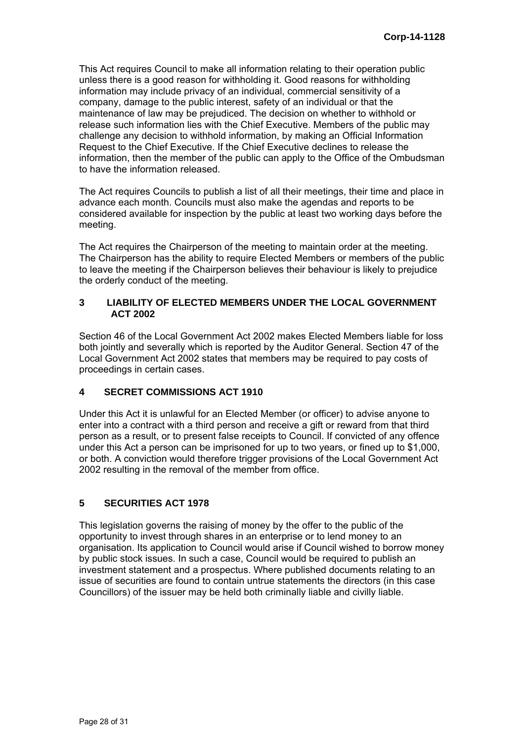This Act requires Council to make all information relating to their operation public unless there is a good reason for withholding it. Good reasons for withholding information may include privacy of an individual, commercial sensitivity of a company, damage to the public interest, safety of an individual or that the maintenance of law may be prejudiced. The decision on whether to withhold or release such information lies with the Chief Executive. Members of the public may challenge any decision to withhold information, by making an Official Information Request to the Chief Executive. If the Chief Executive declines to release the information, then the member of the public can apply to the Office of the Ombudsman to have the information released.

The Act requires Councils to publish a list of all their meetings, their time and place in advance each month. Councils must also make the agendas and reports to be considered available for inspection by the public at least two working days before the meeting.

The Act requires the Chairperson of the meeting to maintain order at the meeting. The Chairperson has the ability to require Elected Members or members of the public to leave the meeting if the Chairperson believes their behaviour is likely to prejudice the orderly conduct of the meeting.

## 3 LIABILITY OF ELECTED MEMBERS UNDER THE LOCAL GOVERNMENT ACT 2002

Section 46 of the Local Government Act 2002 makes Elected Members liable for loss both jointly and severally which is reported by the Auditor General. Section 47 of the Local Government Act 2002 states that members may be required to pay costs of proceedings in certain cases.

## 4 SECRET COMMISSIONS ACT 1910

Under this Act it is unlawful for an Elected Member (or officer) to advise anyone to enter into a contract with a third person and receive a gift or reward from that third person as a result, or to present false receipts to Council. If convicted of any offence under this Act a person can be imprisoned for up to two years, or fined up to $1,000, or both. A conviction would therefore trigger provisions of the Local Government Act 2002 resulting in the removal of the member from office.

## 5 SECURITIES ACT 1978

This legislation governs the raising of money by the offer to the public of the opportunity to invest through shares in an enterprise or to lend money to an organisation. Its application to Council would arise if Council wished to borrow money by public stock issues. In such a case, Council would be required to publish an investment statement and a prospectus. Where published documents relating to an issue of securities are found to contain untrue statements the directors (in this case Councillors) of the issuer may be held both criminally liable and civilly liable.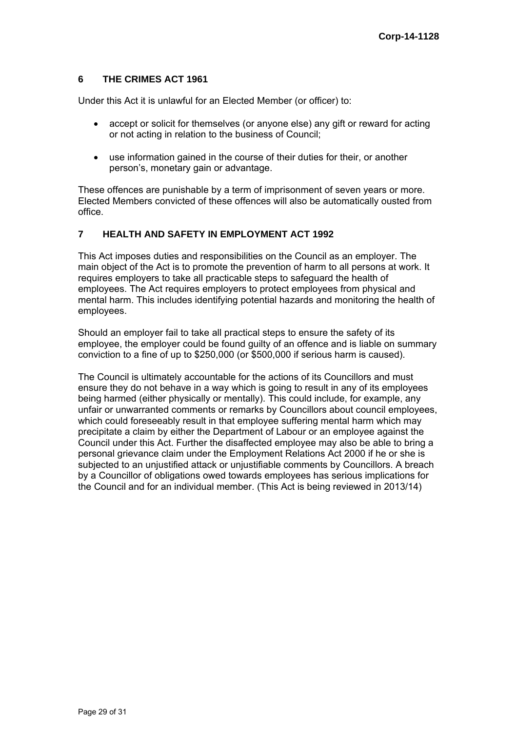## 6 THE CRIMES ACT 1961

Under this Act it is unlawful for an Elected Member (or officer) to:

- accept or solicit for themselves (or anyone else) any gift or reward for acting or not acting in relation to the business of Council;
- use information gained in the course of their duties for their, or another person's, monetary gain or advantage.

These offences are punishable by a term of imprisonment of seven years or more. Elected Members convicted of these offences will also be automatically ousted from office.

## 7 HEALTH AND SAFETY IN EMPLOYMENT ACT 1992

This Act imposes duties and responsibilities on the Council as an employer. The main object of the Act is to promote the prevention of harm to all persons at work. It requires employers to take all practicable steps to safeguard the health of employees. The Act requires employers to protect employees from physical and mental harm. This includes identifying potential hazards and monitoring the health of employees.

Should an employer fail to take all practical steps to ensure the safety of its employee, the employer could be found guilty of an offence and is liable on summary conviction to a fine of up to $250,000 (or $500,000 if serious harm is caused).

The Council is ultimately accountable for the actions of its Councillors and must ensure they do not behave in a way which is going to result in any of its employees being harmed (either physically or mentally). This could include, for example, any unfair or unwarranted comments or remarks by Councillors about council employees, which could foreseeably result in that employee suffering mental harm which may precipitate a claim by either the Department of Labour or an employee against the Council under this Act. Further the disaffected employee may also be able to bring a personal grievance claim under the Employment Relations Act 2000 if he or she is subjected to an unjustified attack or unjustifiable comments by Councillors. A breach by a Councillor of obligations owed towards employees has serious implications for the Council and for an individual member. (This Act is being reviewed in 2013/14)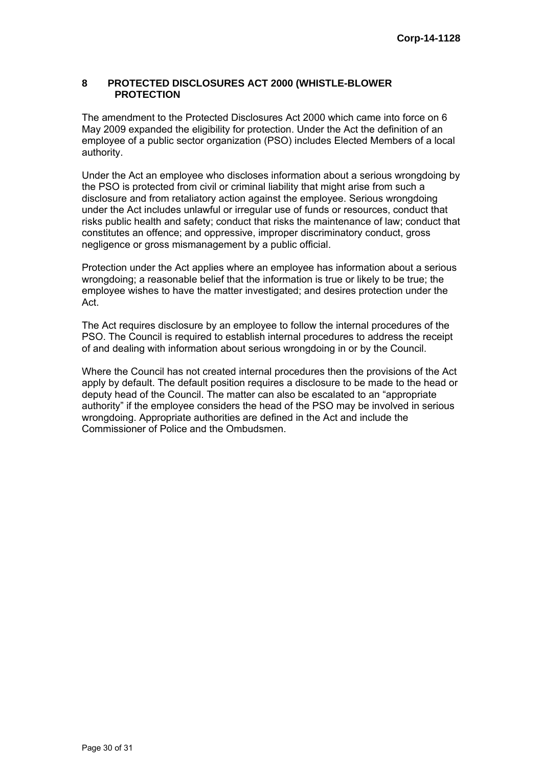## 8 PROTECTED DISCLOSURES ACT 2000 (WHISTLE-BLOWER PROTECTION

The amendment to the Protected Disclosures Act 2000 which came into force on 6 May 2009 expanded the eligibility for protection. Under the Act the definition of an employee of a public sector organization (PSO) includes Elected Members of a local authority.

Under the Act an employee who discloses information about a serious wrongdoing by the PSO is protected from civil or criminal liability that might arise from such a disclosure and from retaliatory action against the employee. Serious wrongdoing under the Act includes unlawful or irregular use of funds or resources, conduct that risks public health and safety; conduct that risks the maintenance of law; conduct that constitutes an offence; and oppressive, improper discriminatory conduct, gross negligence or gross mismanagement by a public official.

Protection under the Act applies where an employee has information about a serious wrongdoing; a reasonable belief that the information is true or likely to be true; the employee wishes to have the matter investigated; and desires protection under the Act.

The Act requires disclosure by an employee to follow the internal procedures of the PSO. The Council is required to establish internal procedures to address the receipt of and dealing with information about serious wrongdoing in or by the Council.

Where the Council has not created internal procedures then the provisions of the Act apply by default. The default position requires a disclosure to be made to the head or deputy head of the Council. The matter can also be escalated to an "appropriate authority" if the employee considers the head of the PSO may be involved in serious wrongdoing. Appropriate authorities are defined in the Act and include the Commissioner of Police and the Ombudsmen.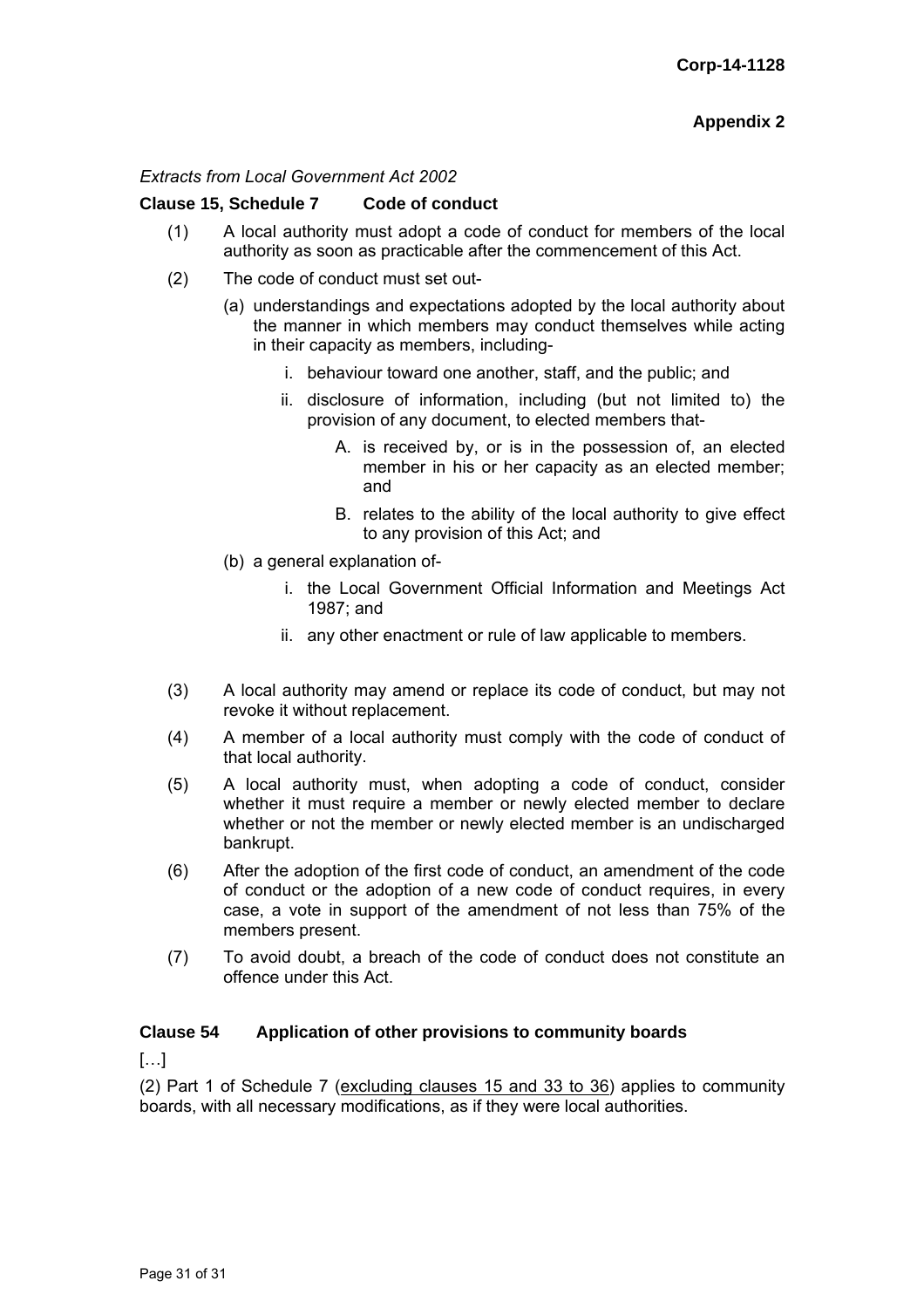**Corp-14-1128**

**Appendix 2**

*Extracts from Local Government Act 2002*

**Clause 15, Schedule 7 Code of conduct**

(1) A local authority must adopt a code of conduct for members of the local authority as soon as practicable after the commencement of this Act.

(2) The code of conduct must set out-

   (a) understandings and expectations adopted by the local authority about the manner in which members may conduct themselves while acting in their capacity as members, including-

      i. behaviour toward one another, staff, and the public; and

      ii. disclosure of information, including (but not limited to) the provision of any document, to elected members that-

         A. is received by, or is in the possession of, an elected member in his or her capacity as an elected member; and

         B. relates to the ability of the local authority to give effect to any provision of this Act; and

   (b) a general explanation of-

      i. the Local Government Official Information and Meetings Act 1987; and

      ii. any other enactment or rule of law applicable to members.

(3) A local authority may amend or replace its code of conduct, but may not revoke it without replacement.

(4) A member of a local authority must comply with the code of conduct of that local authority.

(5) A local authority must, when adopting a code of conduct, consider whether it must require a member or newly elected member to declare whether or not the member or newly elected member is an undischarged bankrupt.

(6) After the adoption of the first code of conduct, an amendment of the code of conduct or the adoption of a new code of conduct requires, in every case, a vote in support of the amendment of not less than 75% of the members present.

(7) To avoid doubt, a breach of the code of conduct does not constitute an offence under this Act.

**Clause 54 Application of other provisions to community boards**

[…]

(2) Part 1 of Schedule 7 (<u>excluding clauses 15 and 33 to 36</u>) applies to community boards, with all necessary modifications, as if they were local authorities.